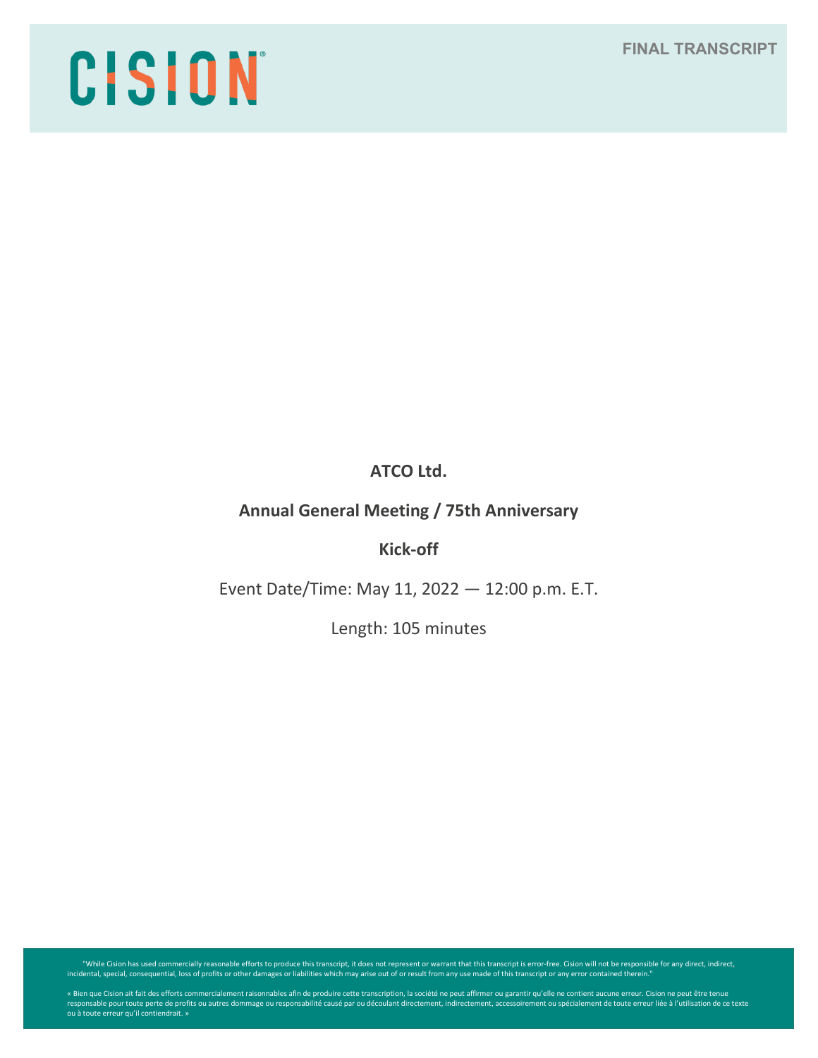CISION

FINAL TRANSCRIPT

**ATCO Ltd.**

**Annual General Meeting / 75th Anniversary**

**Kick-off**

Event Date/Time: May 11, 2022 — 12:00 p.m. E.T.

Length: 105 minutes

"While Cision has used commercially reasonable efforts to produce this transcript, it does not represent or warrant that this transcript is error-free. Cision will not be responsible for any direct, indirect, incidental, special, consequential, loss of profits or other damages or liabilities which may arise out of or result from any use made of this transcript or any error contained therein."

« Bien que Cision ait fait des efforts commercialement raisonnables afin de produire cette transcription, la société ne peut affirmer ou garantir qu'elle ne contient aucune erreur. Cision ne peut être tenue responsable pour toute perte de profits ou autres dommage ou responsabilité causé par ou découlant directement, indirectement, accessoirement ou spécialement de toute erreur liée à l'utilisation de ce texte ou à toute erreur qu'il contiendrait. »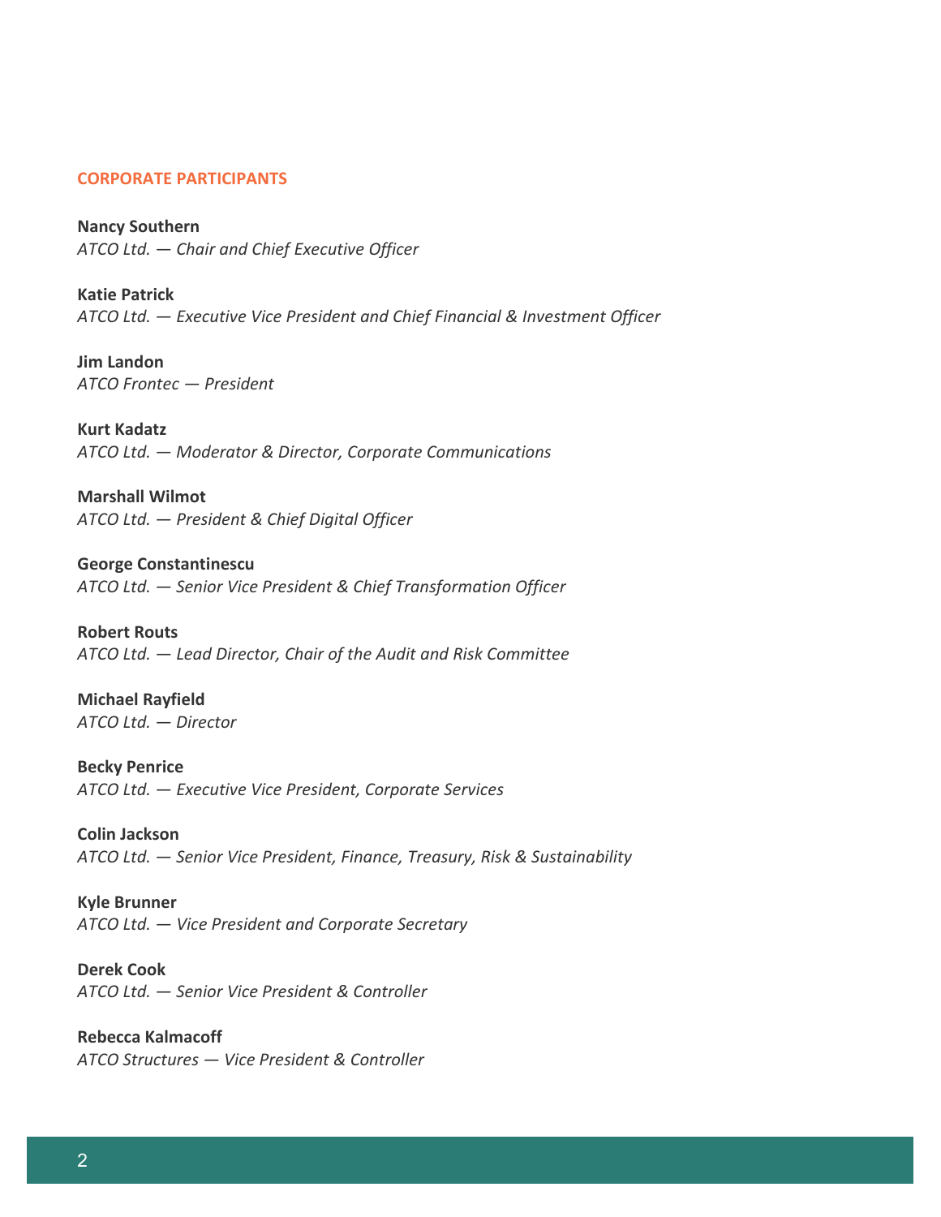## CORPORATE PARTICIPANTS

**Nancy Southern**
*ATCO Ltd. — Chair and Chief Executive Officer*

**Katie Patrick**
*ATCO Ltd. — Executive Vice President and Chief Financial & Investment Officer*

**Jim Landon**
*ATCO Frontec — President*

**Kurt Kadatz**
*ATCO Ltd. — Moderator & Director, Corporate Communications*

**Marshall Wilmot**
*ATCO Ltd. — President & Chief Digital Officer*

**George Constantinescu**
*ATCO Ltd. — Senior Vice President & Chief Transformation Officer*

**Robert Routs**
*ATCO Ltd. — Lead Director, Chair of the Audit and Risk Committee*

**Michael Rayfield**
*ATCO Ltd. — Director*

**Becky Penrice**
*ATCO Ltd. — Executive Vice President, Corporate Services*

**Colin Jackson**
*ATCO Ltd. — Senior Vice President, Finance, Treasury, Risk & Sustainability*

**Kyle Brunner**
*ATCO Ltd. — Vice President and Corporate Secretary*

**Derek Cook**
*ATCO Ltd. — Senior Vice President & Controller*

**Rebecca Kalmacoff**
*ATCO Structures — Vice President & Controller*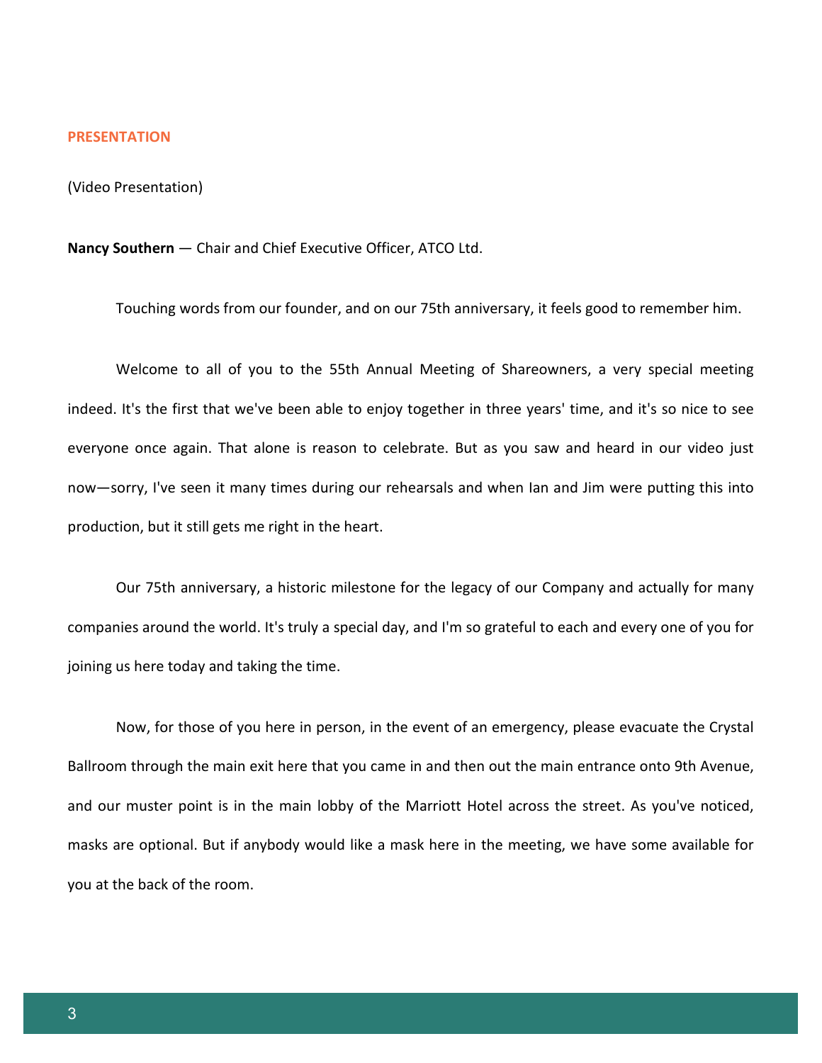## PRESENTATION

(Video Presentation)

**Nancy Southern** — Chair and Chief Executive Officer, ATCO Ltd.

Touching words from our founder, and on our 75th anniversary, it feels good to remember him.

Welcome to all of you to the 55th Annual Meeting of Shareowners, a very special meeting indeed. It's the first that we've been able to enjoy together in three years' time, and it's so nice to see everyone once again. That alone is reason to celebrate. But as you saw and heard in our video just now—sorry, I've seen it many times during our rehearsals and when Ian and Jim were putting this into production, but it still gets me right in the heart.

Our 75th anniversary, a historic milestone for the legacy of our Company and actually for many companies around the world. It's truly a special day, and I'm so grateful to each and every one of you for joining us here today and taking the time.

Now, for those of you here in person, in the event of an emergency, please evacuate the Crystal Ballroom through the main exit here that you came in and then out the main entrance onto 9th Avenue, and our muster point is in the main lobby of the Marriott Hotel across the street. As you've noticed, masks are optional. But if anybody would like a mask here in the meeting, we have some available for you at the back of the room.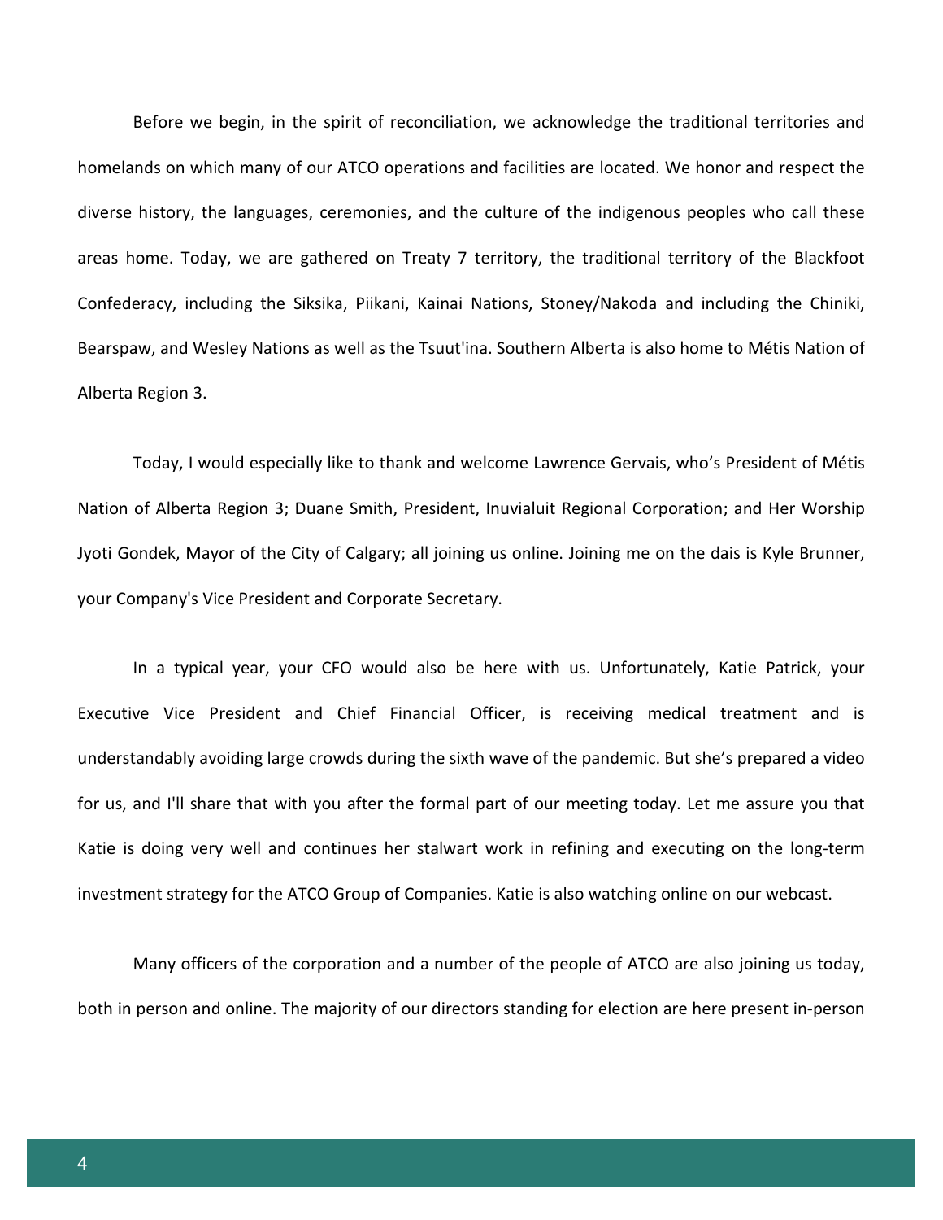Before we begin, in the spirit of reconciliation, we acknowledge the traditional territories and homelands on which many of our ATCO operations and facilities are located. We honor and respect the diverse history, the languages, ceremonies, and the culture of the indigenous peoples who call these areas home. Today, we are gathered on Treaty 7 territory, the traditional territory of the Blackfoot Confederacy, including the Siksika, Piikani, Kainai Nations, Stoney/Nakoda and including the Chiniki, Bearspaw, and Wesley Nations as well as the Tsuut'ina. Southern Alberta is also home to Métis Nation of Alberta Region 3.

Today, I would especially like to thank and welcome Lawrence Gervais, who's President of Métis Nation of Alberta Region 3; Duane Smith, President, Inuvialuit Regional Corporation; and Her Worship Jyoti Gondek, Mayor of the City of Calgary; all joining us online. Joining me on the dais is Kyle Brunner, your Company's Vice President and Corporate Secretary.

In a typical year, your CFO would also be here with us. Unfortunately, Katie Patrick, your Executive Vice President and Chief Financial Officer, is receiving medical treatment and is understandably avoiding large crowds during the sixth wave of the pandemic. But she's prepared a video for us, and I'll share that with you after the formal part of our meeting today. Let me assure you that Katie is doing very well and continues her stalwart work in refining and executing on the long-term investment strategy for the ATCO Group of Companies. Katie is also watching online on our webcast.

Many officers of the corporation and a number of the people of ATCO are also joining us today, both in person and online. The majority of our directors standing for election are here present in-person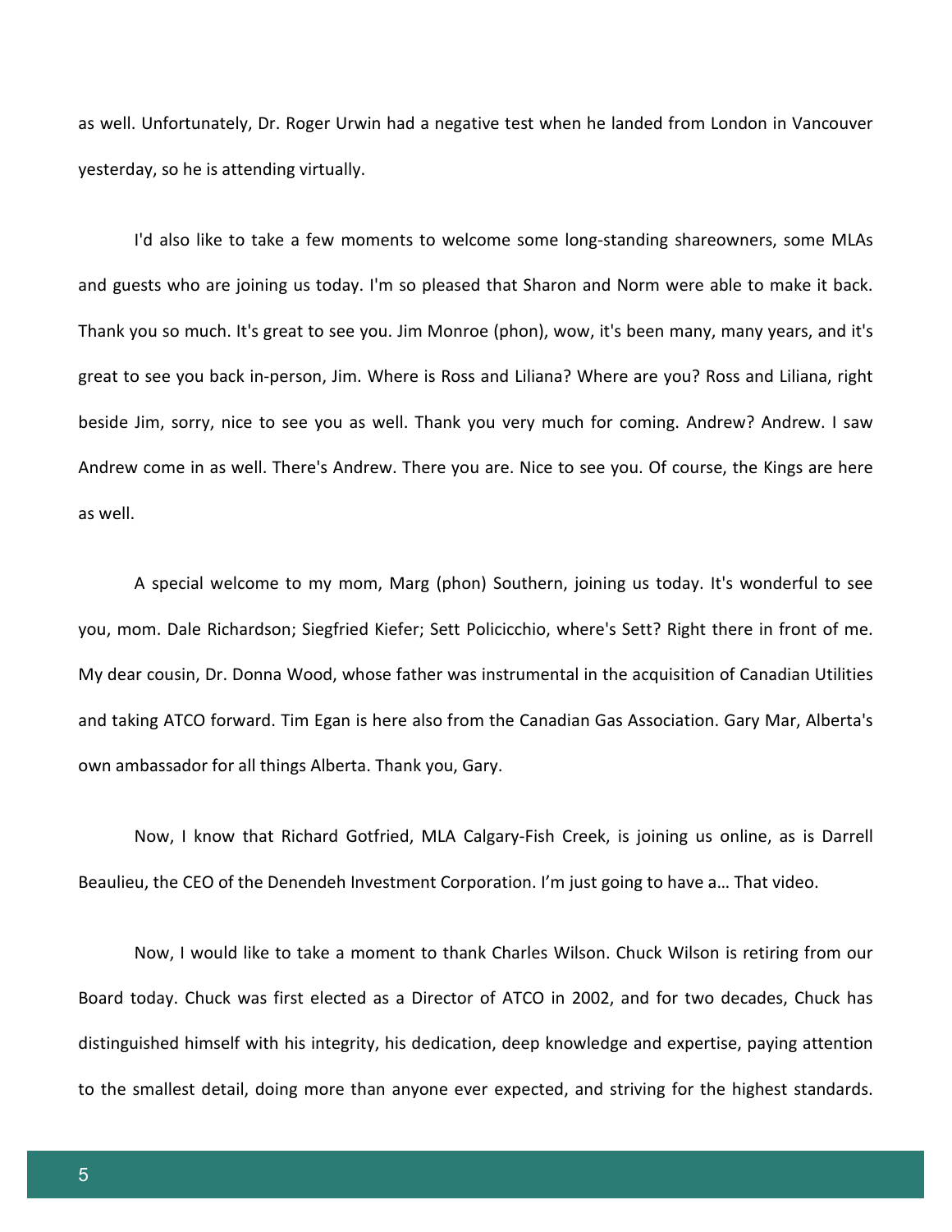as well. Unfortunately, Dr. Roger Urwin had a negative test when he landed from London in Vancouver yesterday, so he is attending virtually.

I'd also like to take a few moments to welcome some long-standing shareowners, some MLAs and guests who are joining us today. I'm so pleased that Sharon and Norm were able to make it back. Thank you so much. It's great to see you. Jim Monroe (phon), wow, it's been many, many years, and it's great to see you back in-person, Jim. Where is Ross and Liliana? Where are you? Ross and Liliana, right beside Jim, sorry, nice to see you as well. Thank you very much for coming. Andrew? Andrew. I saw Andrew come in as well. There's Andrew. There you are. Nice to see you. Of course, the Kings are here as well.

A special welcome to my mom, Marg (phon) Southern, joining us today. It's wonderful to see you, mom. Dale Richardson; Siegfried Kiefer; Sett Policicchio, where's Sett? Right there in front of me. My dear cousin, Dr. Donna Wood, whose father was instrumental in the acquisition of Canadian Utilities and taking ATCO forward. Tim Egan is here also from the Canadian Gas Association. Gary Mar, Alberta's own ambassador for all things Alberta. Thank you, Gary.

Now, I know that Richard Gotfried, MLA Calgary-Fish Creek, is joining us online, as is Darrell Beaulieu, the CEO of the Denendeh Investment Corporation. I'm just going to have a… That video.

Now, I would like to take a moment to thank Charles Wilson. Chuck Wilson is retiring from our Board today. Chuck was first elected as a Director of ATCO in 2002, and for two decades, Chuck has distinguished himself with his integrity, his dedication, deep knowledge and expertise, paying attention to the smallest detail, doing more than anyone ever expected, and striving for the highest standards.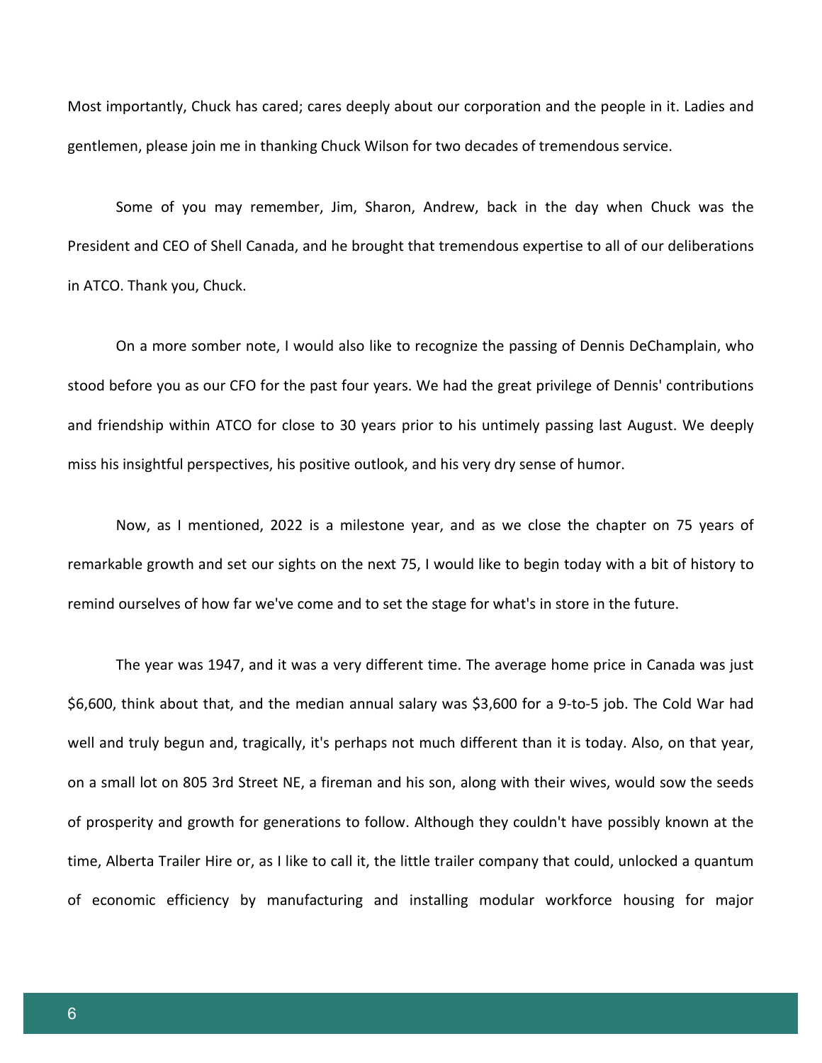Most importantly, Chuck has cared; cares deeply about our corporation and the people in it. Ladies and gentlemen, please join me in thanking Chuck Wilson for two decades of tremendous service.

Some of you may remember, Jim, Sharon, Andrew, back in the day when Chuck was the President and CEO of Shell Canada, and he brought that tremendous expertise to all of our deliberations in ATCO. Thank you, Chuck.

On a more somber note, I would also like to recognize the passing of Dennis DeChamplain, who stood before you as our CFO for the past four years. We had the great privilege of Dennis' contributions and friendship within ATCO for close to 30 years prior to his untimely passing last August. We deeply miss his insightful perspectives, his positive outlook, and his very dry sense of humor.

Now, as I mentioned, 2022 is a milestone year, and as we close the chapter on 75 years of remarkable growth and set our sights on the next 75, I would like to begin today with a bit of history to remind ourselves of how far we've come and to set the stage for what's in store in the future.

The year was 1947, and it was a very different time. The average home price in Canada was just $6,600, think about that, and the median annual salary was $3,600 for a 9-to-5 job. The Cold War had well and truly begun and, tragically, it's perhaps not much different than it is today. Also, on that year, on a small lot on 805 3rd Street NE, a fireman and his son, along with their wives, would sow the seeds of prosperity and growth for generations to follow. Although they couldn't have possibly known at the time, Alberta Trailer Hire or, as I like to call it, the little trailer company that could, unlocked a quantum of economic efficiency by manufacturing and installing modular workforce housing for major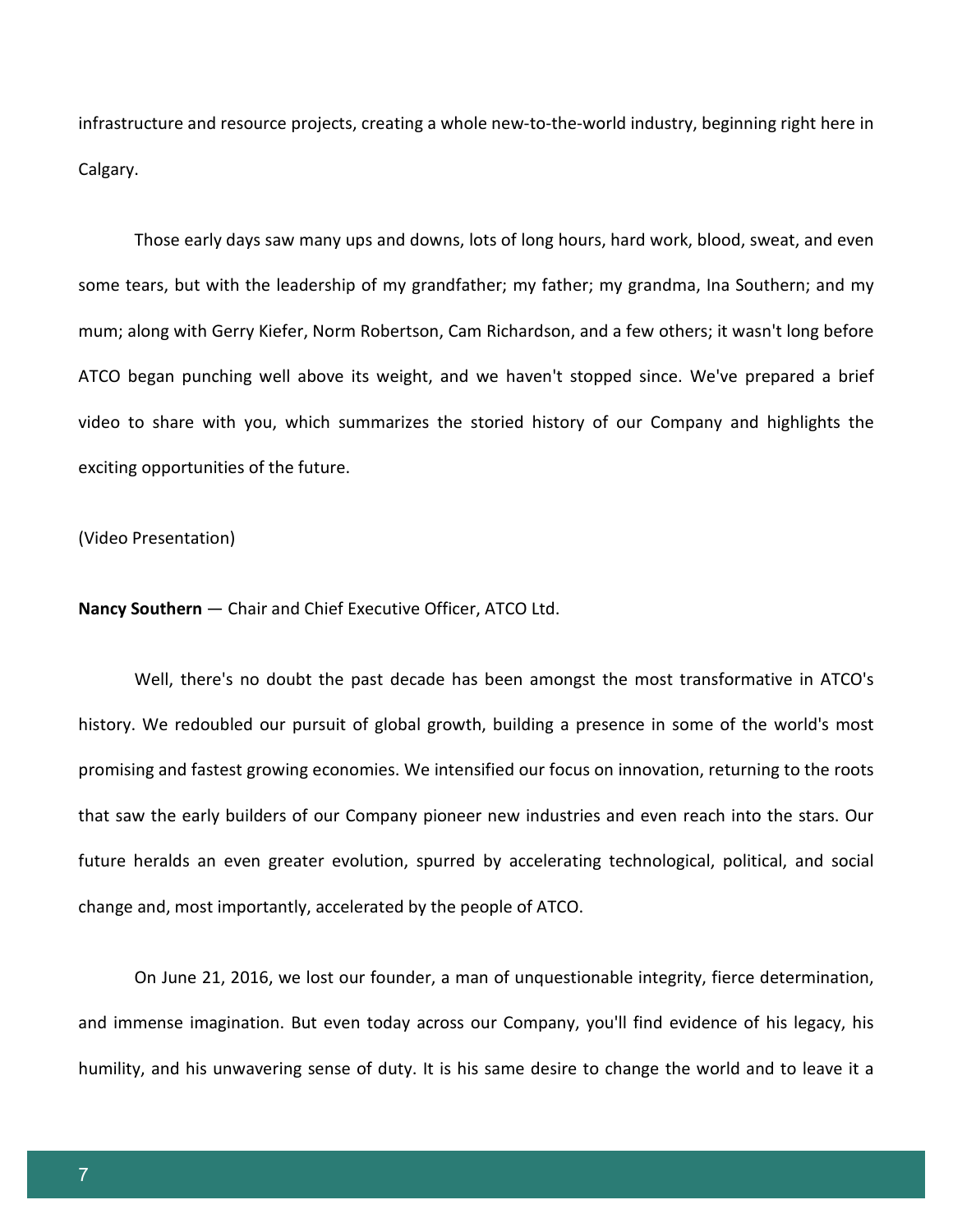infrastructure and resource projects, creating a whole new-to-the-world industry, beginning right here in Calgary.

Those early days saw many ups and downs, lots of long hours, hard work, blood, sweat, and even some tears, but with the leadership of my grandfather; my father; my grandma, Ina Southern; and my mum; along with Gerry Kiefer, Norm Robertson, Cam Richardson, and a few others; it wasn't long before ATCO began punching well above its weight, and we haven't stopped since. We've prepared a brief video to share with you, which summarizes the storied history of our Company and highlights the exciting opportunities of the future.

(Video Presentation)

**Nancy Southern** — Chair and Chief Executive Officer, ATCO Ltd.

Well, there's no doubt the past decade has been amongst the most transformative in ATCO's history. We redoubled our pursuit of global growth, building a presence in some of the world's most promising and fastest growing economies. We intensified our focus on innovation, returning to the roots that saw the early builders of our Company pioneer new industries and even reach into the stars. Our future heralds an even greater evolution, spurred by accelerating technological, political, and social change and, most importantly, accelerated by the people of ATCO.

On June 21, 2016, we lost our founder, a man of unquestionable integrity, fierce determination, and immense imagination. But even today across our Company, you'll find evidence of his legacy, his humility, and his unwavering sense of duty. It is his same desire to change the world and to leave it a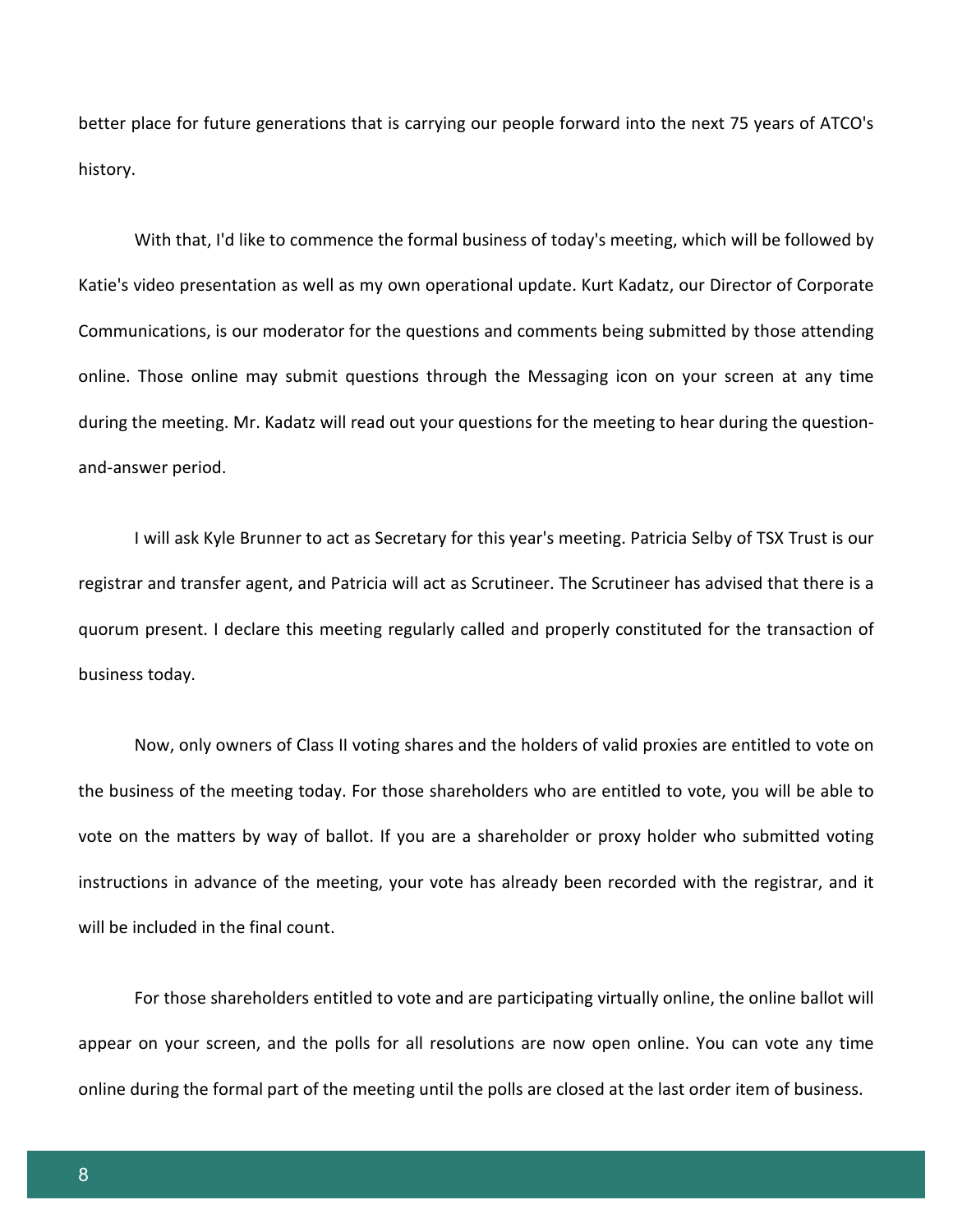better place for future generations that is carrying our people forward into the next 75 years of ATCO's history.

With that, I'd like to commence the formal business of today's meeting, which will be followed by Katie's video presentation as well as my own operational update. Kurt Kadatz, our Director of Corporate Communications, is our moderator for the questions and comments being submitted by those attending online. Those online may submit questions through the Messaging icon on your screen at any time during the meeting. Mr. Kadatz will read out your questions for the meeting to hear during the question-and-answer period.

I will ask Kyle Brunner to act as Secretary for this year's meeting. Patricia Selby of TSX Trust is our registrar and transfer agent, and Patricia will act as Scrutineer. The Scrutineer has advised that there is a quorum present. I declare this meeting regularly called and properly constituted for the transaction of business today.

Now, only owners of Class II voting shares and the holders of valid proxies are entitled to vote on the business of the meeting today. For those shareholders who are entitled to vote, you will be able to vote on the matters by way of ballot. If you are a shareholder or proxy holder who submitted voting instructions in advance of the meeting, your vote has already been recorded with the registrar, and it will be included in the final count.

For those shareholders entitled to vote and are participating virtually online, the online ballot will appear on your screen, and the polls for all resolutions are now open online. You can vote any time online during the formal part of the meeting until the polls are closed at the last order item of business.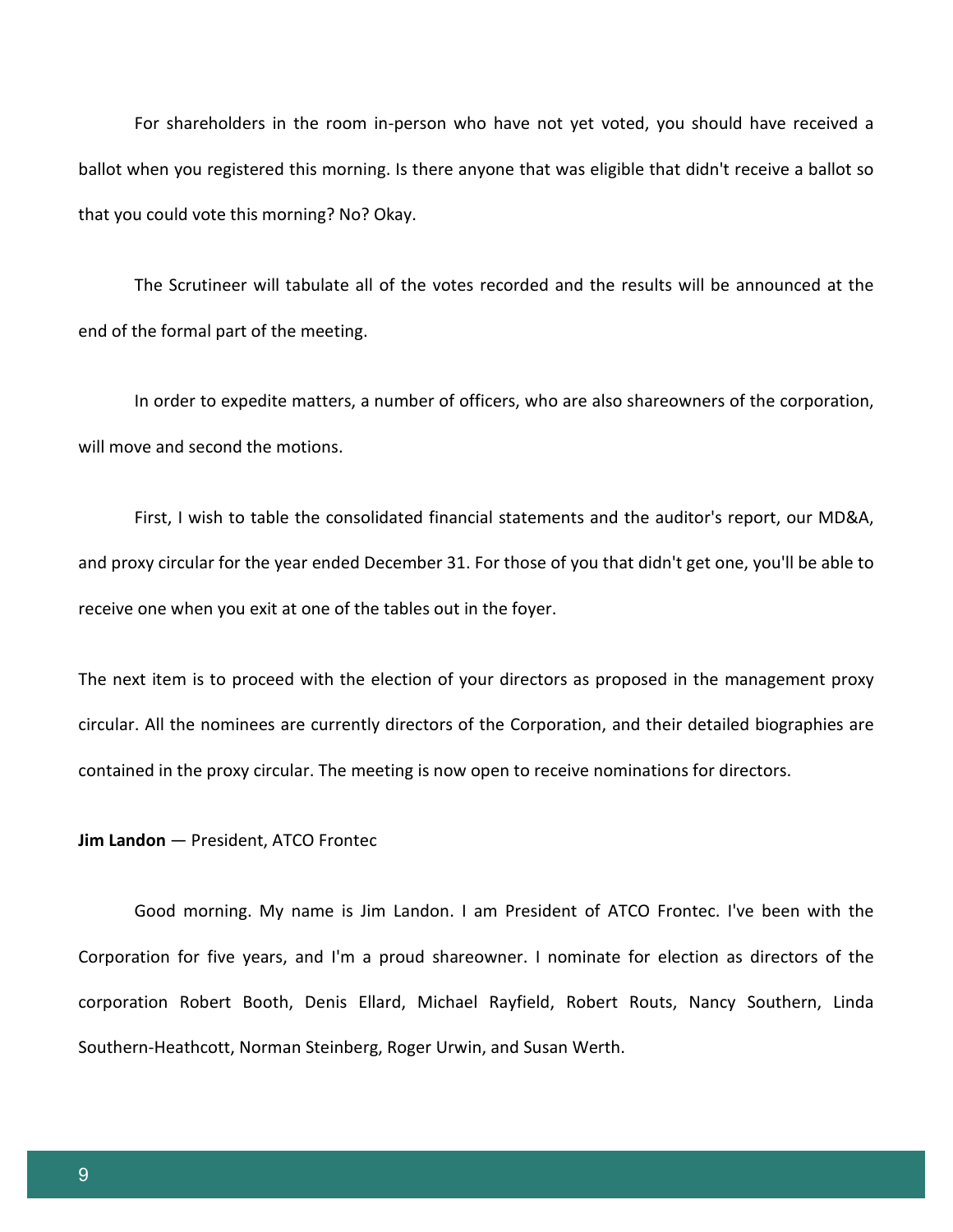For shareholders in the room in-person who have not yet voted, you should have received a ballot when you registered this morning. Is there anyone that was eligible that didn't receive a ballot so that you could vote this morning? No? Okay.

The Scrutineer will tabulate all of the votes recorded and the results will be announced at the end of the formal part of the meeting.

In order to expedite matters, a number of officers, who are also shareowners of the corporation, will move and second the motions.

First, I wish to table the consolidated financial statements and the auditor's report, our MD&A, and proxy circular for the year ended December 31. For those of you that didn't get one, you'll be able to receive one when you exit at one of the tables out in the foyer.

The next item is to proceed with the election of your directors as proposed in the management proxy circular. All the nominees are currently directors of the Corporation, and their detailed biographies are contained in the proxy circular. The meeting is now open to receive nominations for directors.

**Jim Landon** — President, ATCO Frontec

Good morning. My name is Jim Landon. I am President of ATCO Frontec. I've been with the Corporation for five years, and I'm a proud shareowner. I nominate for election as directors of the corporation Robert Booth, Denis Ellard, Michael Rayfield, Robert Routs, Nancy Southern, Linda Southern-Heathcott, Norman Steinberg, Roger Urwin, and Susan Werth.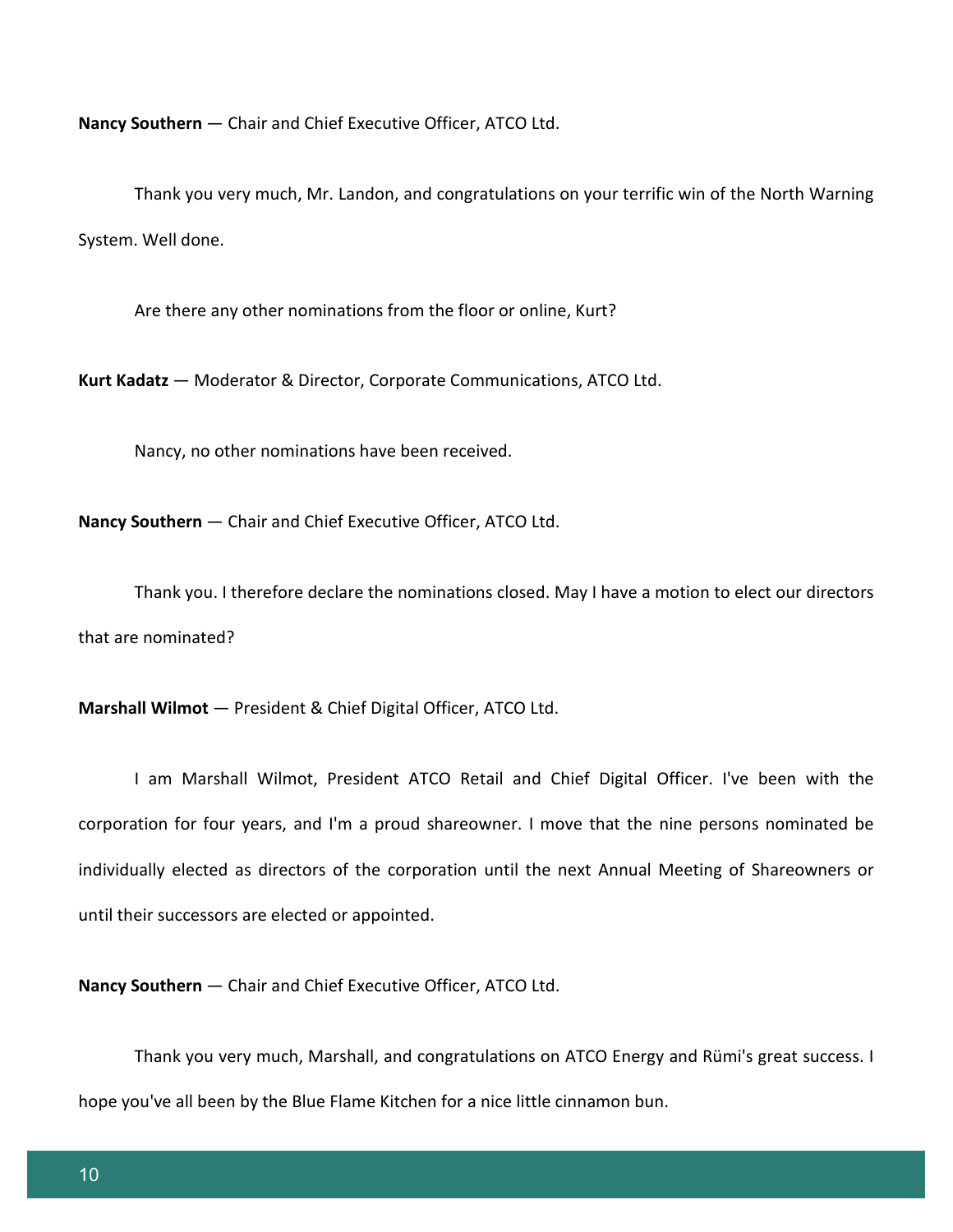**Nancy Southern** — Chair and Chief Executive Officer, ATCO Ltd.

Thank you very much, Mr. Landon, and congratulations on your terrific win of the North Warning System. Well done.

Are there any other nominations from the floor or online, Kurt?

**Kurt Kadatz** — Moderator & Director, Corporate Communications, ATCO Ltd.

Nancy, no other nominations have been received.

**Nancy Southern** — Chair and Chief Executive Officer, ATCO Ltd.

Thank you. I therefore declare the nominations closed. May I have a motion to elect our directors that are nominated?

**Marshall Wilmot** — President & Chief Digital Officer, ATCO Ltd.

I am Marshall Wilmot, President ATCO Retail and Chief Digital Officer. I've been with the corporation for four years, and I'm a proud shareowner. I move that the nine persons nominated be individually elected as directors of the corporation until the next Annual Meeting of Shareowners or until their successors are elected or appointed.

**Nancy Southern** — Chair and Chief Executive Officer, ATCO Ltd.

Thank you very much, Marshall, and congratulations on ATCO Energy and Rümi's great success. I hope you've all been by the Blue Flame Kitchen for a nice little cinnamon bun.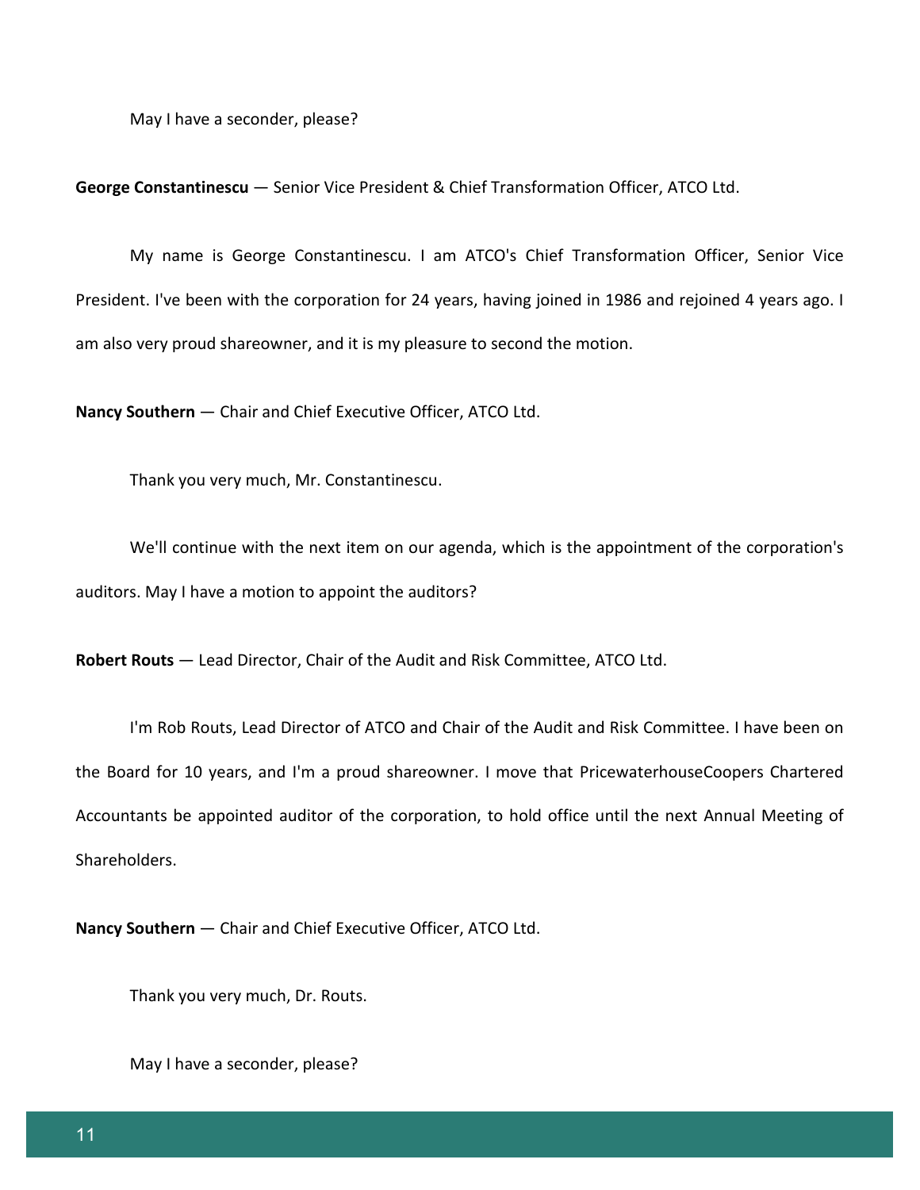May I have a seconder, please?

**George Constantinescu** — Senior Vice President & Chief Transformation Officer, ATCO Ltd.

My name is George Constantinescu. I am ATCO's Chief Transformation Officer, Senior Vice President. I've been with the corporation for 24 years, having joined in 1986 and rejoined 4 years ago. I am also very proud shareowner, and it is my pleasure to second the motion.

**Nancy Southern** — Chair and Chief Executive Officer, ATCO Ltd.

Thank you very much, Mr. Constantinescu.

We'll continue with the next item on our agenda, which is the appointment of the corporation's auditors. May I have a motion to appoint the auditors?

**Robert Routs** — Lead Director, Chair of the Audit and Risk Committee, ATCO Ltd.

I'm Rob Routs, Lead Director of ATCO and Chair of the Audit and Risk Committee. I have been on the Board for 10 years, and I'm a proud shareowner. I move that PricewaterhouseCoopers Chartered Accountants be appointed auditor of the corporation, to hold office until the next Annual Meeting of Shareholders.

**Nancy Southern** — Chair and Chief Executive Officer, ATCO Ltd.

Thank you very much, Dr. Routs.

May I have a seconder, please?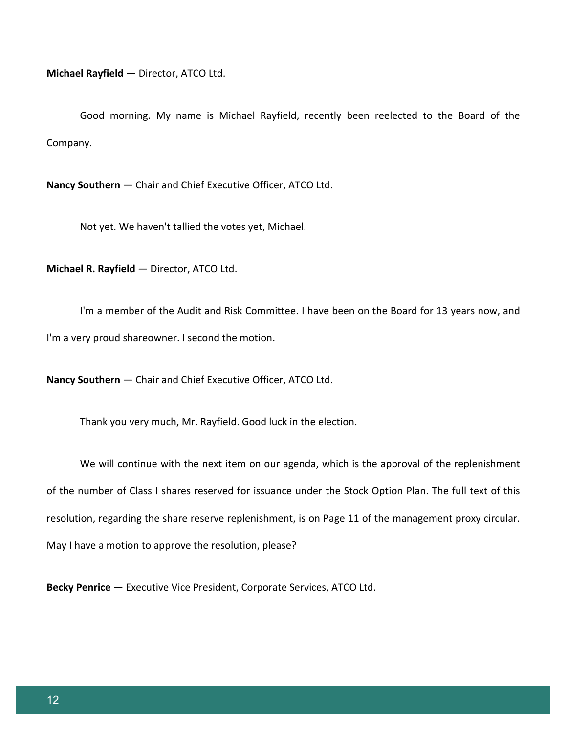**Michael Rayfield** — Director, ATCO Ltd.

Good morning. My name is Michael Rayfield, recently been reelected to the Board of the Company.

**Nancy Southern** — Chair and Chief Executive Officer, ATCO Ltd.

Not yet. We haven't tallied the votes yet, Michael.

**Michael R. Rayfield** — Director, ATCO Ltd.

I'm a member of the Audit and Risk Committee. I have been on the Board for 13 years now, and I'm a very proud shareowner. I second the motion.

**Nancy Southern** — Chair and Chief Executive Officer, ATCO Ltd.

Thank you very much, Mr. Rayfield. Good luck in the election.

We will continue with the next item on our agenda, which is the approval of the replenishment of the number of Class I shares reserved for issuance under the Stock Option Plan. The full text of this resolution, regarding the share reserve replenishment, is on Page 11 of the management proxy circular. May I have a motion to approve the resolution, please?

**Becky Penrice** — Executive Vice President, Corporate Services, ATCO Ltd.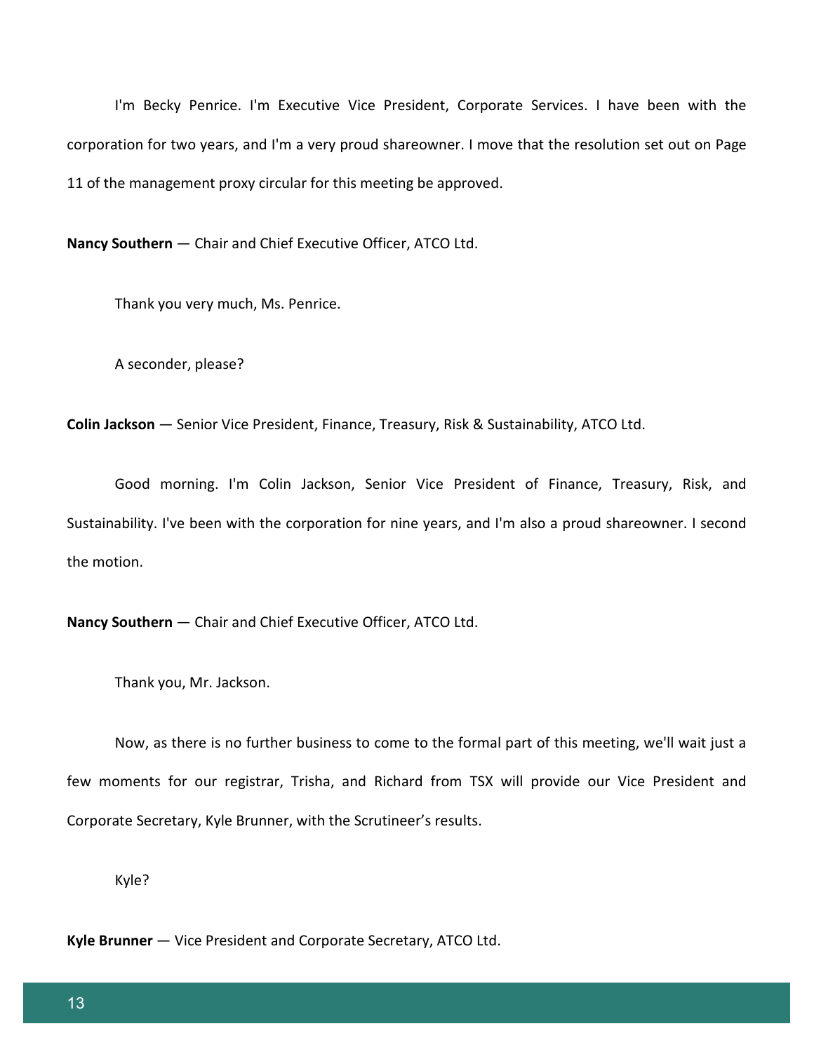I'm Becky Penrice. I'm Executive Vice President, Corporate Services. I have been with the corporation for two years, and I'm a very proud shareowner. I move that the resolution set out on Page 11 of the management proxy circular for this meeting be approved.

**Nancy Southern** — Chair and Chief Executive Officer, ATCO Ltd.

Thank you very much, Ms. Penrice.

A seconder, please?

**Colin Jackson** — Senior Vice President, Finance, Treasury, Risk & Sustainability, ATCO Ltd.

Good morning. I'm Colin Jackson, Senior Vice President of Finance, Treasury, Risk, and Sustainability. I've been with the corporation for nine years, and I'm also a proud shareowner. I second the motion.

**Nancy Southern** — Chair and Chief Executive Officer, ATCO Ltd.

Thank you, Mr. Jackson.

Now, as there is no further business to come to the formal part of this meeting, we'll wait just a few moments for our registrar, Trisha, and Richard from TSX will provide our Vice President and Corporate Secretary, Kyle Brunner, with the Scrutineer's results.

Kyle?

**Kyle Brunner** — Vice President and Corporate Secretary, ATCO Ltd.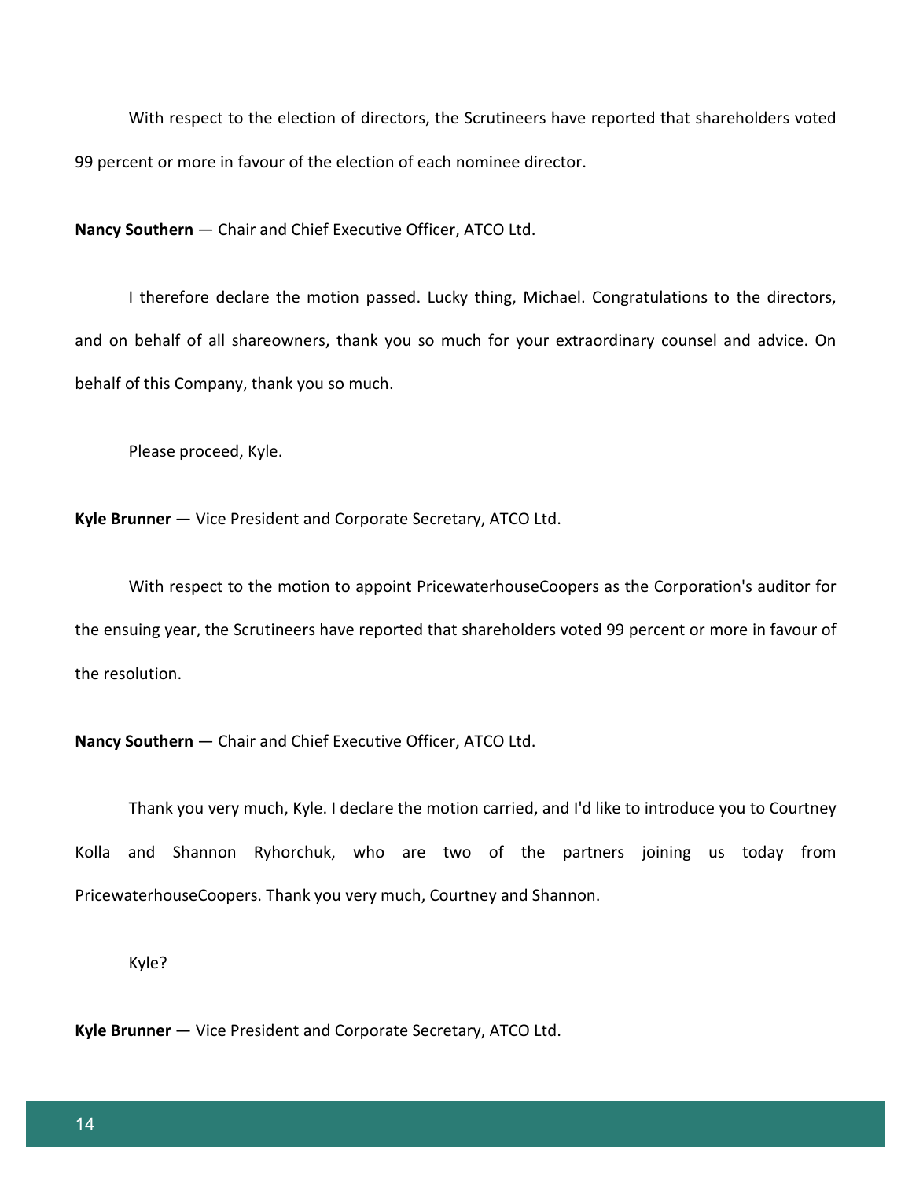With respect to the election of directors, the Scrutineers have reported that shareholders voted 99 percent or more in favour of the election of each nominee director.

**Nancy Southern** — Chair and Chief Executive Officer, ATCO Ltd.

I therefore declare the motion passed. Lucky thing, Michael. Congratulations to the directors, and on behalf of all shareowners, thank you so much for your extraordinary counsel and advice. On behalf of this Company, thank you so much.

Please proceed, Kyle.

**Kyle Brunner** — Vice President and Corporate Secretary, ATCO Ltd.

With respect to the motion to appoint PricewaterhouseCoopers as the Corporation's auditor for the ensuing year, the Scrutineers have reported that shareholders voted 99 percent or more in favour of the resolution.

**Nancy Southern** — Chair and Chief Executive Officer, ATCO Ltd.

Thank you very much, Kyle. I declare the motion carried, and I'd like to introduce you to Courtney Kolla and Shannon Ryhorchuk, who are two of the partners joining us today from PricewaterhouseCoopers. Thank you very much, Courtney and Shannon.

Kyle?

**Kyle Brunner** — Vice President and Corporate Secretary, ATCO Ltd.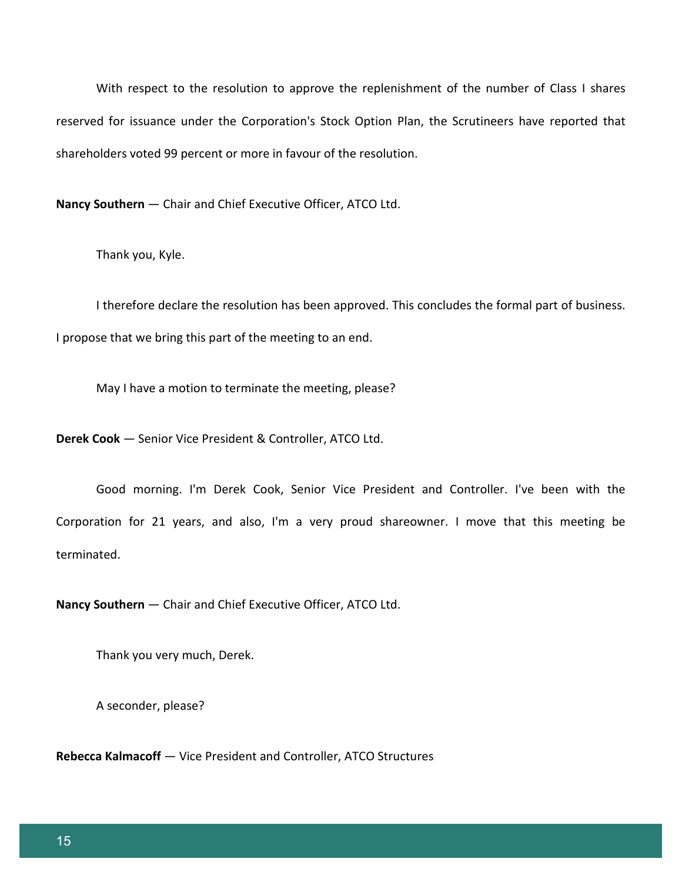With respect to the resolution to approve the replenishment of the number of Class I shares reserved for issuance under the Corporation's Stock Option Plan, the Scrutineers have reported that shareholders voted 99 percent or more in favour of the resolution.

**Nancy Southern** — Chair and Chief Executive Officer, ATCO Ltd.

Thank you, Kyle.

I therefore declare the resolution has been approved. This concludes the formal part of business. I propose that we bring this part of the meeting to an end.

May I have a motion to terminate the meeting, please?

**Derek Cook** — Senior Vice President & Controller, ATCO Ltd.

Good morning. I'm Derek Cook, Senior Vice President and Controller. I've been with the Corporation for 21 years, and also, I'm a very proud shareowner. I move that this meeting be terminated.

**Nancy Southern** — Chair and Chief Executive Officer, ATCO Ltd.

Thank you very much, Derek.

A seconder, please?

**Rebecca Kalmacoff** — Vice President and Controller, ATCO Structures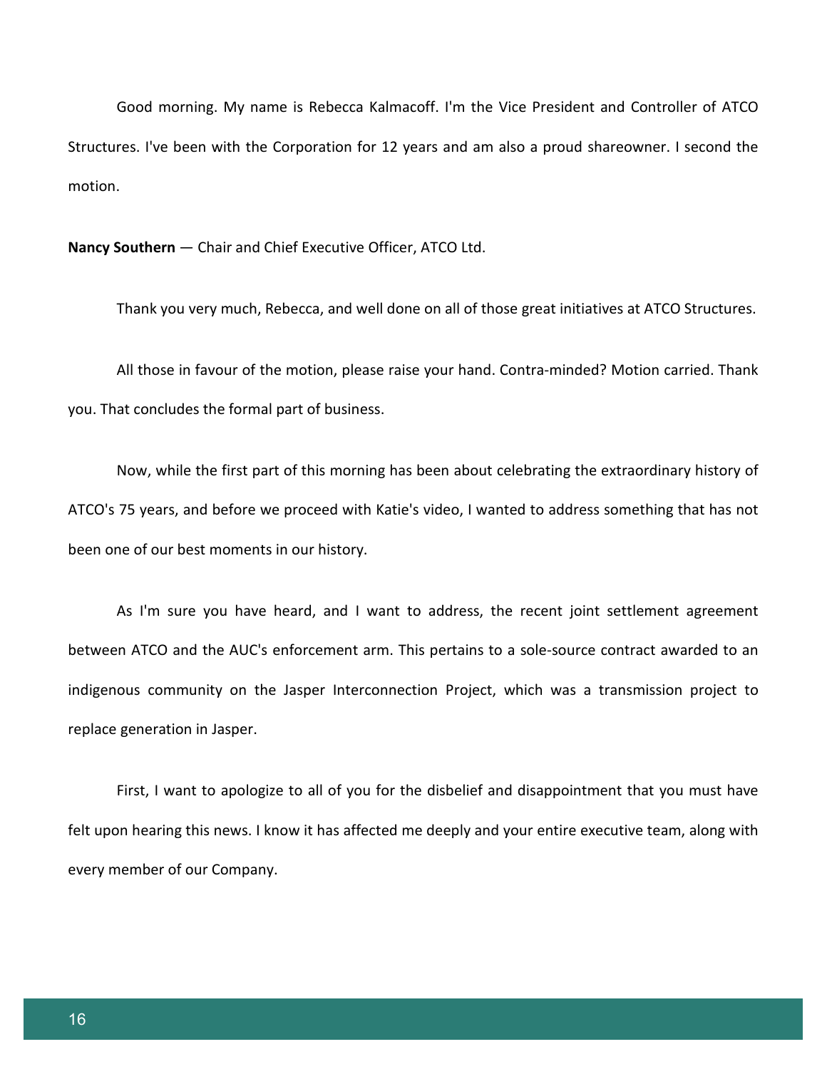Good morning. My name is Rebecca Kalmacoff. I'm the Vice President and Controller of ATCO Structures. I've been with the Corporation for 12 years and am also a proud shareowner. I second the motion.

**Nancy Southern** — Chair and Chief Executive Officer, ATCO Ltd.

Thank you very much, Rebecca, and well done on all of those great initiatives at ATCO Structures.

All those in favour of the motion, please raise your hand. Contra-minded? Motion carried. Thank you. That concludes the formal part of business.

Now, while the first part of this morning has been about celebrating the extraordinary history of ATCO's 75 years, and before we proceed with Katie's video, I wanted to address something that has not been one of our best moments in our history.

As I'm sure you have heard, and I want to address, the recent joint settlement agreement between ATCO and the AUC's enforcement arm. This pertains to a sole-source contract awarded to an indigenous community on the Jasper Interconnection Project, which was a transmission project to replace generation in Jasper.

First, I want to apologize to all of you for the disbelief and disappointment that you must have felt upon hearing this news. I know it has affected me deeply and your entire executive team, along with every member of our Company.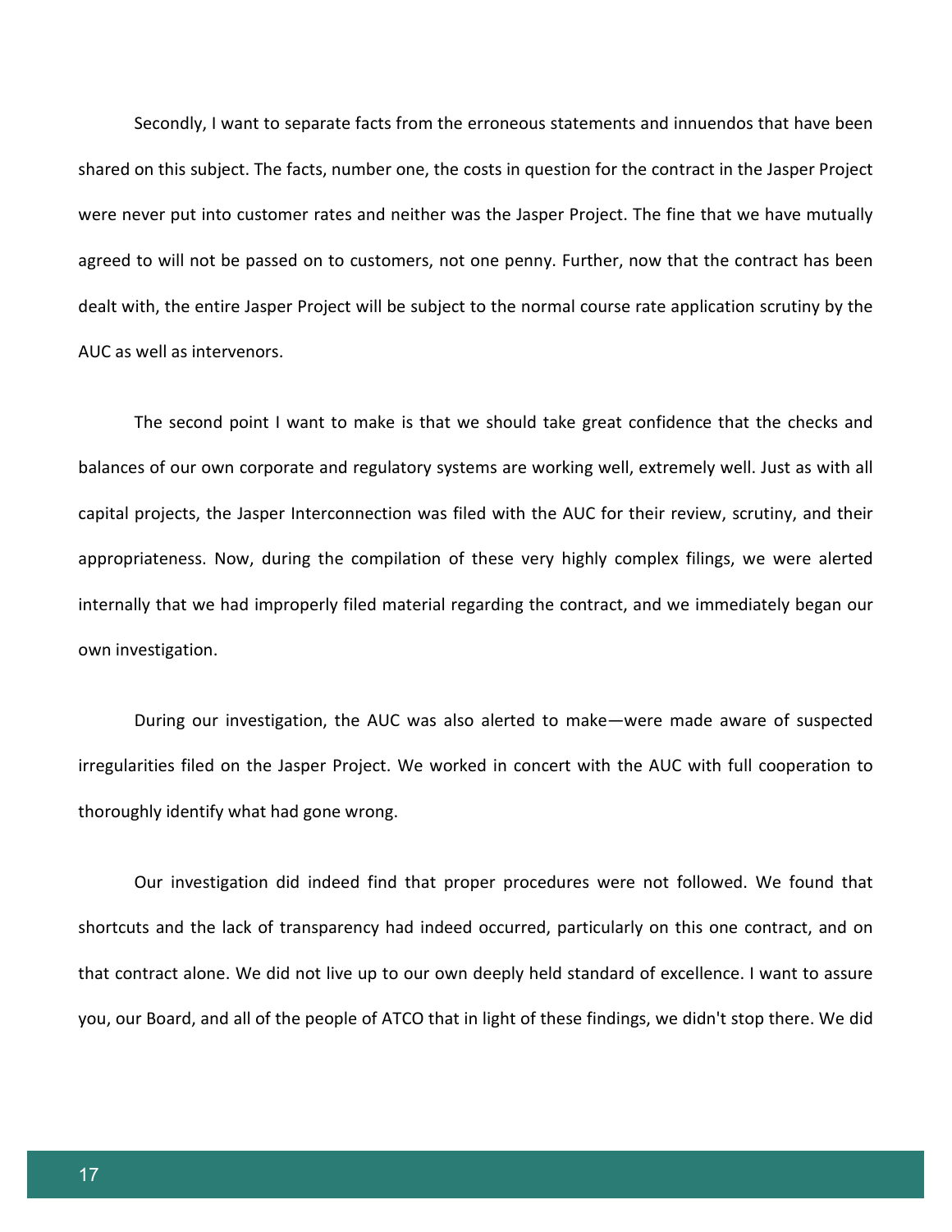Secondly, I want to separate facts from the erroneous statements and innuendos that have been shared on this subject. The facts, number one, the costs in question for the contract in the Jasper Project were never put into customer rates and neither was the Jasper Project. The fine that we have mutually agreed to will not be passed on to customers, not one penny. Further, now that the contract has been dealt with, the entire Jasper Project will be subject to the normal course rate application scrutiny by the AUC as well as intervenors.

The second point I want to make is that we should take great confidence that the checks and balances of our own corporate and regulatory systems are working well, extremely well. Just as with all capital projects, the Jasper Interconnection was filed with the AUC for their review, scrutiny, and their appropriateness. Now, during the compilation of these very highly complex filings, we were alerted internally that we had improperly filed material regarding the contract, and we immediately began our own investigation.

During our investigation, the AUC was also alerted to make—were made aware of suspected irregularities filed on the Jasper Project. We worked in concert with the AUC with full cooperation to thoroughly identify what had gone wrong.

Our investigation did indeed find that proper procedures were not followed. We found that shortcuts and the lack of transparency had indeed occurred, particularly on this one contract, and on that contract alone. We did not live up to our own deeply held standard of excellence. I want to assure you, our Board, and all of the people of ATCO that in light of these findings, we didn't stop there. We did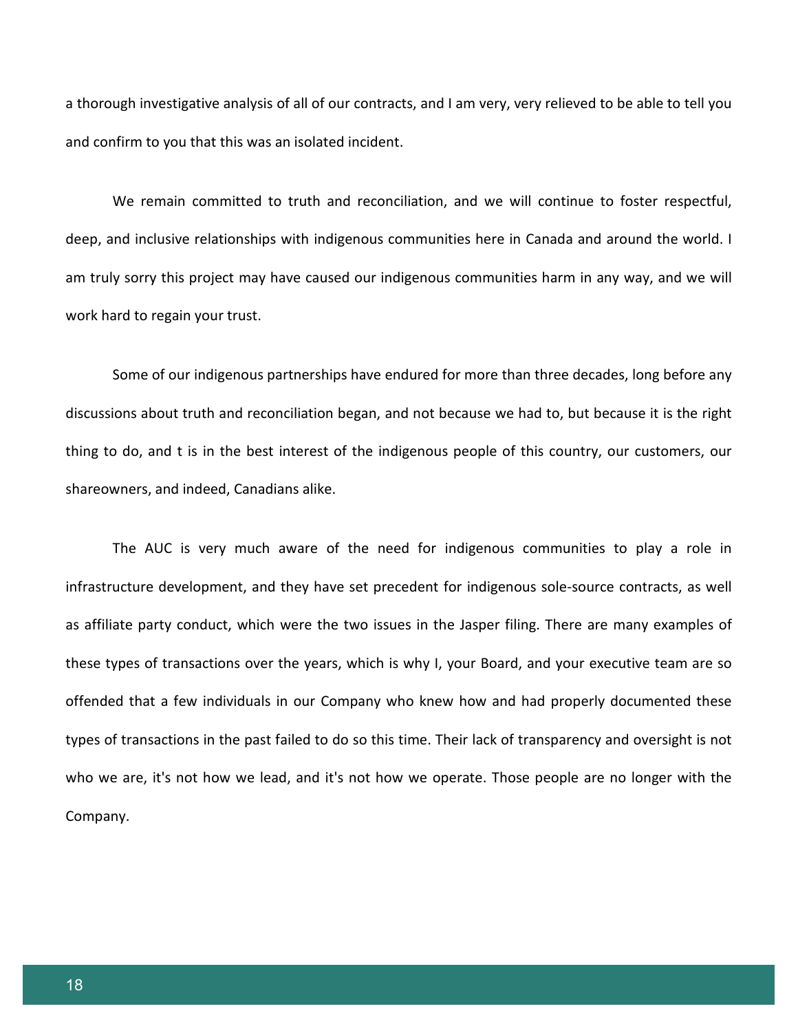a thorough investigative analysis of all of our contracts, and I am very, very relieved to be able to tell you and confirm to you that this was an isolated incident.

We remain committed to truth and reconciliation, and we will continue to foster respectful, deep, and inclusive relationships with indigenous communities here in Canada and around the world. I am truly sorry this project may have caused our indigenous communities harm in any way, and we will work hard to regain your trust.

Some of our indigenous partnerships have endured for more than three decades, long before any discussions about truth and reconciliation began, and not because we had to, but because it is the right thing to do, and t is in the best interest of the indigenous people of this country, our customers, our shareowners, and indeed, Canadians alike.

The AUC is very much aware of the need for indigenous communities to play a role in infrastructure development, and they have set precedent for indigenous sole-source contracts, as well as affiliate party conduct, which were the two issues in the Jasper filing. There are many examples of these types of transactions over the years, which is why I, your Board, and your executive team are so offended that a few individuals in our Company who knew how and had properly documented these types of transactions in the past failed to do so this time. Their lack of transparency and oversight is not who we are, it's not how we lead, and it's not how we operate. Those people are no longer with the Company.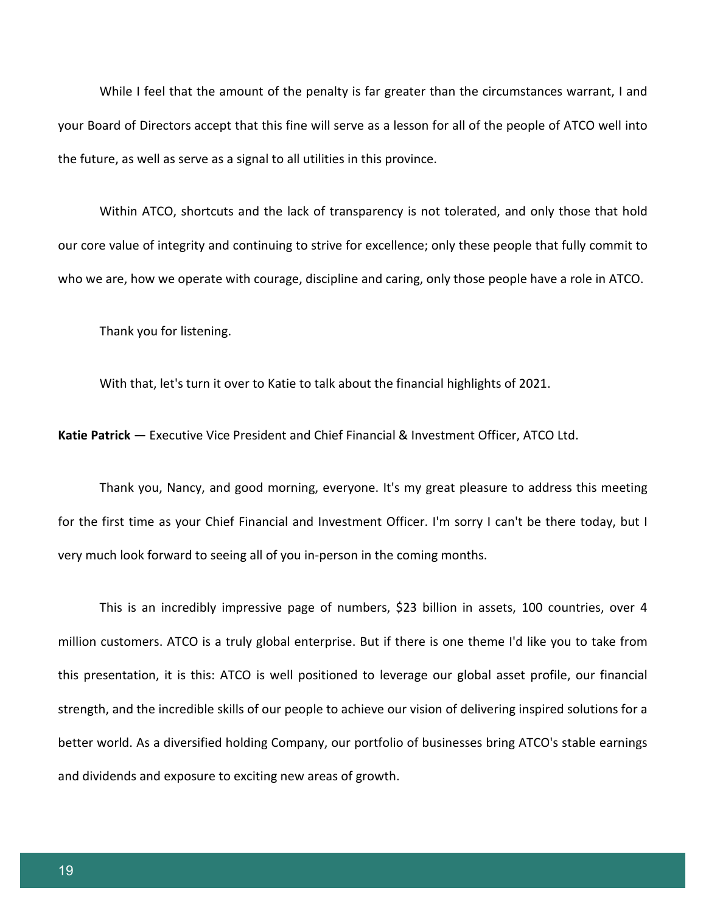While I feel that the amount of the penalty is far greater than the circumstances warrant, I and your Board of Directors accept that this fine will serve as a lesson for all of the people of ATCO well into the future, as well as serve as a signal to all utilities in this province.

Within ATCO, shortcuts and the lack of transparency is not tolerated, and only those that hold our core value of integrity and continuing to strive for excellence; only these people that fully commit to who we are, how we operate with courage, discipline and caring, only those people have a role in ATCO.

Thank you for listening.

With that, let's turn it over to Katie to talk about the financial highlights of 2021.

**Katie Patrick** — Executive Vice President and Chief Financial & Investment Officer, ATCO Ltd.

Thank you, Nancy, and good morning, everyone. It's my great pleasure to address this meeting for the first time as your Chief Financial and Investment Officer. I'm sorry I can't be there today, but I very much look forward to seeing all of you in-person in the coming months.

This is an incredibly impressive page of numbers, $23 billion in assets, 100 countries, over 4 million customers. ATCO is a truly global enterprise. But if there is one theme I'd like you to take from this presentation, it is this: ATCO is well positioned to leverage our global asset profile, our financial strength, and the incredible skills of our people to achieve our vision of delivering inspired solutions for a better world. As a diversified holding Company, our portfolio of businesses bring ATCO's stable earnings and dividends and exposure to exciting new areas of growth.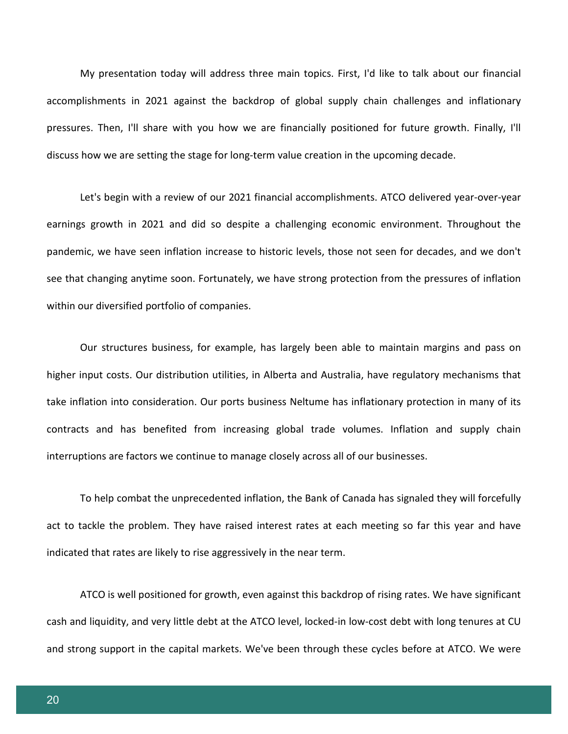My presentation today will address three main topics. First, I'd like to talk about our financial accomplishments in 2021 against the backdrop of global supply chain challenges and inflationary pressures. Then, I'll share with you how we are financially positioned for future growth. Finally, I'll discuss how we are setting the stage for long-term value creation in the upcoming decade.

Let's begin with a review of our 2021 financial accomplishments. ATCO delivered year-over-year earnings growth in 2021 and did so despite a challenging economic environment. Throughout the pandemic, we have seen inflation increase to historic levels, those not seen for decades, and we don't see that changing anytime soon. Fortunately, we have strong protection from the pressures of inflation within our diversified portfolio of companies.

Our structures business, for example, has largely been able to maintain margins and pass on higher input costs. Our distribution utilities, in Alberta and Australia, have regulatory mechanisms that take inflation into consideration. Our ports business Neltume has inflationary protection in many of its contracts and has benefited from increasing global trade volumes. Inflation and supply chain interruptions are factors we continue to manage closely across all of our businesses.

To help combat the unprecedented inflation, the Bank of Canada has signaled they will forcefully act to tackle the problem. They have raised interest rates at each meeting so far this year and have indicated that rates are likely to rise aggressively in the near term.

ATCO is well positioned for growth, even against this backdrop of rising rates. We have significant cash and liquidity, and very little debt at the ATCO level, locked-in low-cost debt with long tenures at CU and strong support in the capital markets. We've been through these cycles before at ATCO. We were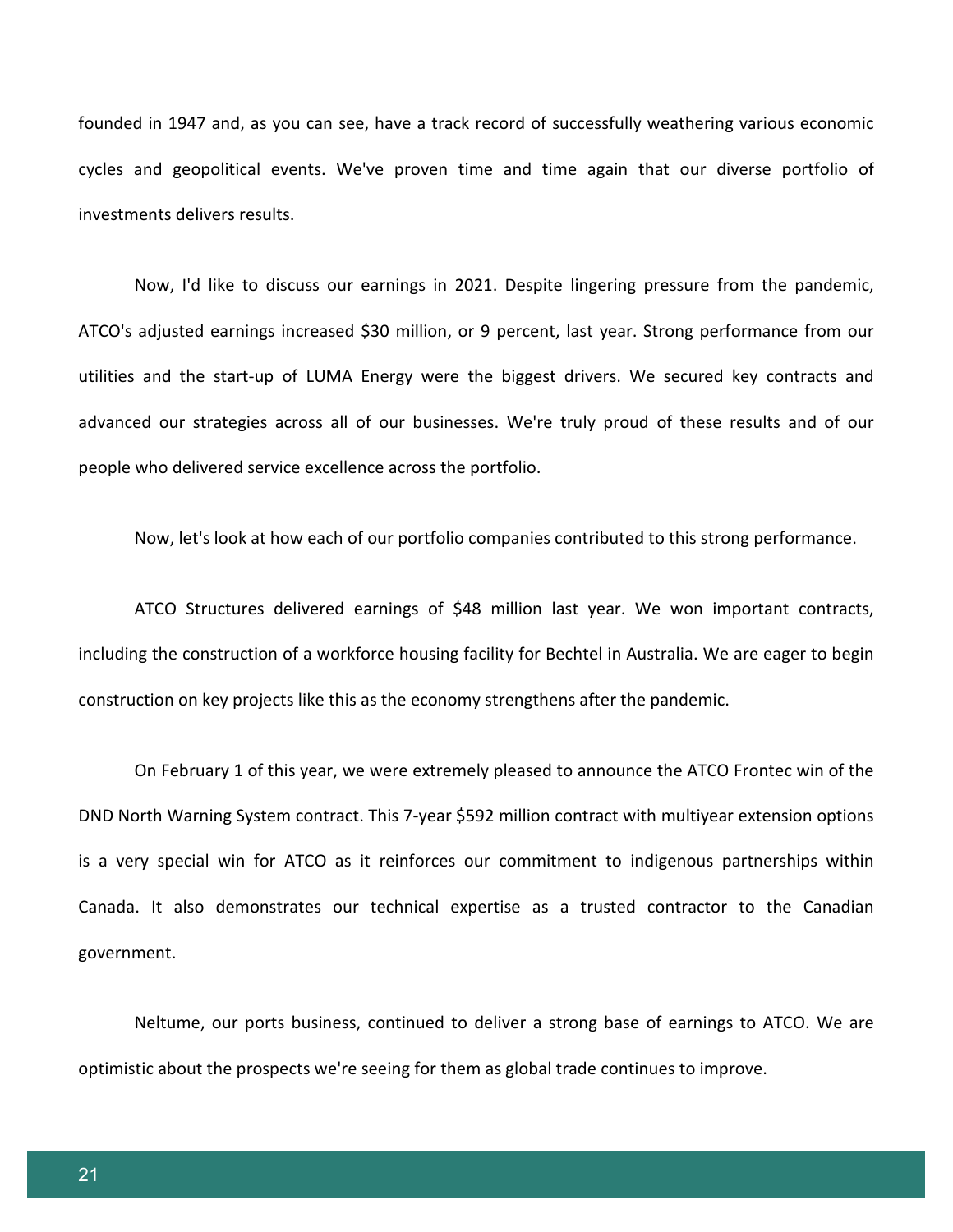founded in 1947 and, as you can see, have a track record of successfully weathering various economic cycles and geopolitical events. We've proven time and time again that our diverse portfolio of investments delivers results.

Now, I'd like to discuss our earnings in 2021. Despite lingering pressure from the pandemic, ATCO's adjusted earnings increased $30 million, or 9 percent, last year. Strong performance from our utilities and the start-up of LUMA Energy were the biggest drivers. We secured key contracts and advanced our strategies across all of our businesses. We're truly proud of these results and of our people who delivered service excellence across the portfolio.

Now, let's look at how each of our portfolio companies contributed to this strong performance.

ATCO Structures delivered earnings of $48 million last year. We won important contracts, including the construction of a workforce housing facility for Bechtel in Australia. We are eager to begin construction on key projects like this as the economy strengthens after the pandemic.

On February 1 of this year, we were extremely pleased to announce the ATCO Frontec win of the DND North Warning System contract. This 7-year $592 million contract with multiyear extension options is a very special win for ATCO as it reinforces our commitment to indigenous partnerships within Canada. It also demonstrates our technical expertise as a trusted contractor to the Canadian government.

Neltume, our ports business, continued to deliver a strong base of earnings to ATCO. We are optimistic about the prospects we're seeing for them as global trade continues to improve.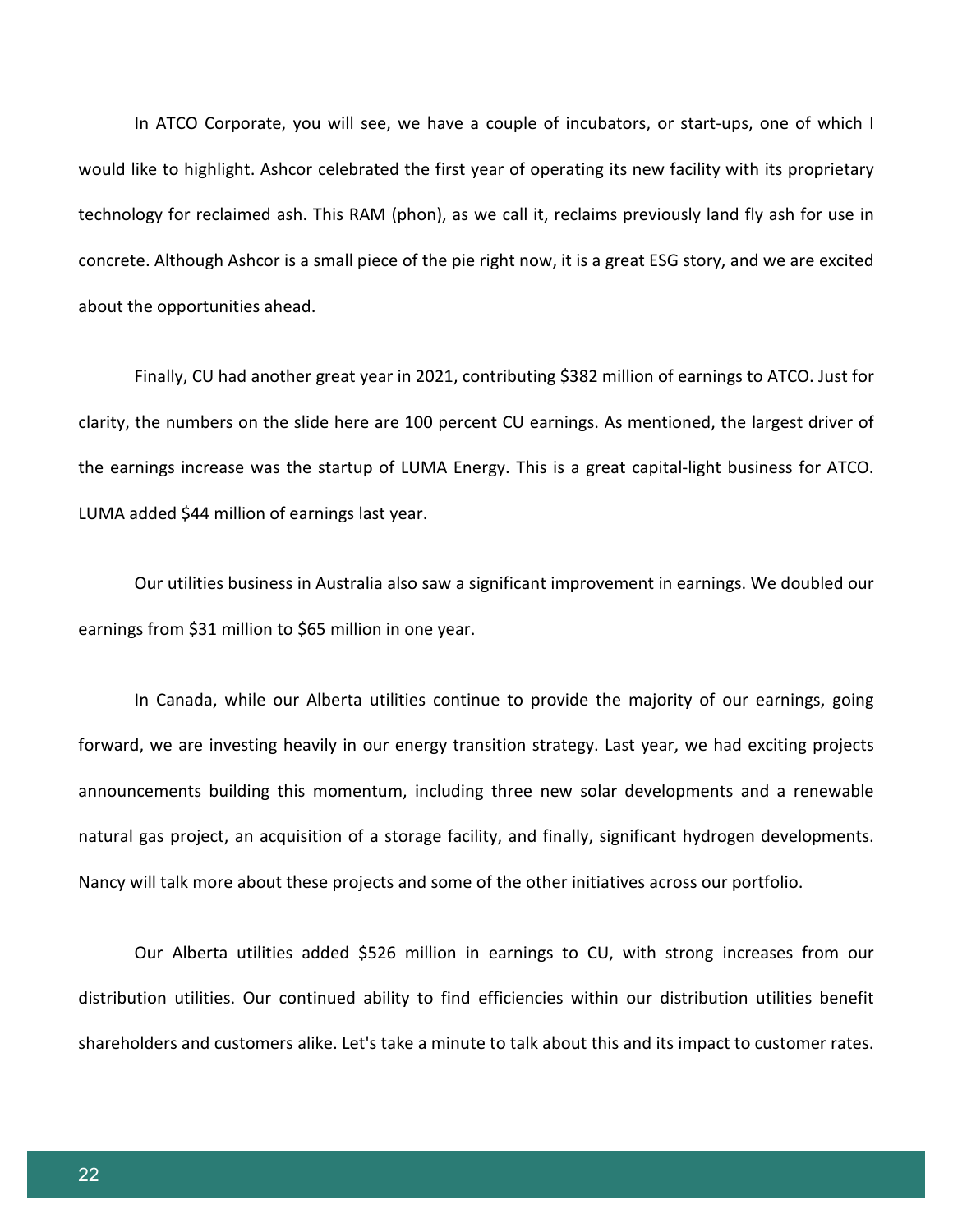In ATCO Corporate, you will see, we have a couple of incubators, or start-ups, one of which I would like to highlight. Ashcor celebrated the first year of operating its new facility with its proprietary technology for reclaimed ash. This RAM (phon), as we call it, reclaims previously land fly ash for use in concrete. Although Ashcor is a small piece of the pie right now, it is a great ESG story, and we are excited about the opportunities ahead.

Finally, CU had another great year in 2021, contributing $382 million of earnings to ATCO. Just for clarity, the numbers on the slide here are 100 percent CU earnings. As mentioned, the largest driver of the earnings increase was the startup of LUMA Energy. This is a great capital-light business for ATCO. LUMA added $44 million of earnings last year.

Our utilities business in Australia also saw a significant improvement in earnings. We doubled our earnings from $31 million to $65 million in one year.

In Canada, while our Alberta utilities continue to provide the majority of our earnings, going forward, we are investing heavily in our energy transition strategy. Last year, we had exciting projects announcements building this momentum, including three new solar developments and a renewable natural gas project, an acquisition of a storage facility, and finally, significant hydrogen developments. Nancy will talk more about these projects and some of the other initiatives across our portfolio.

Our Alberta utilities added $526 million in earnings to CU, with strong increases from our distribution utilities. Our continued ability to find efficiencies within our distribution utilities benefit shareholders and customers alike. Let's take a minute to talk about this and its impact to customer rates.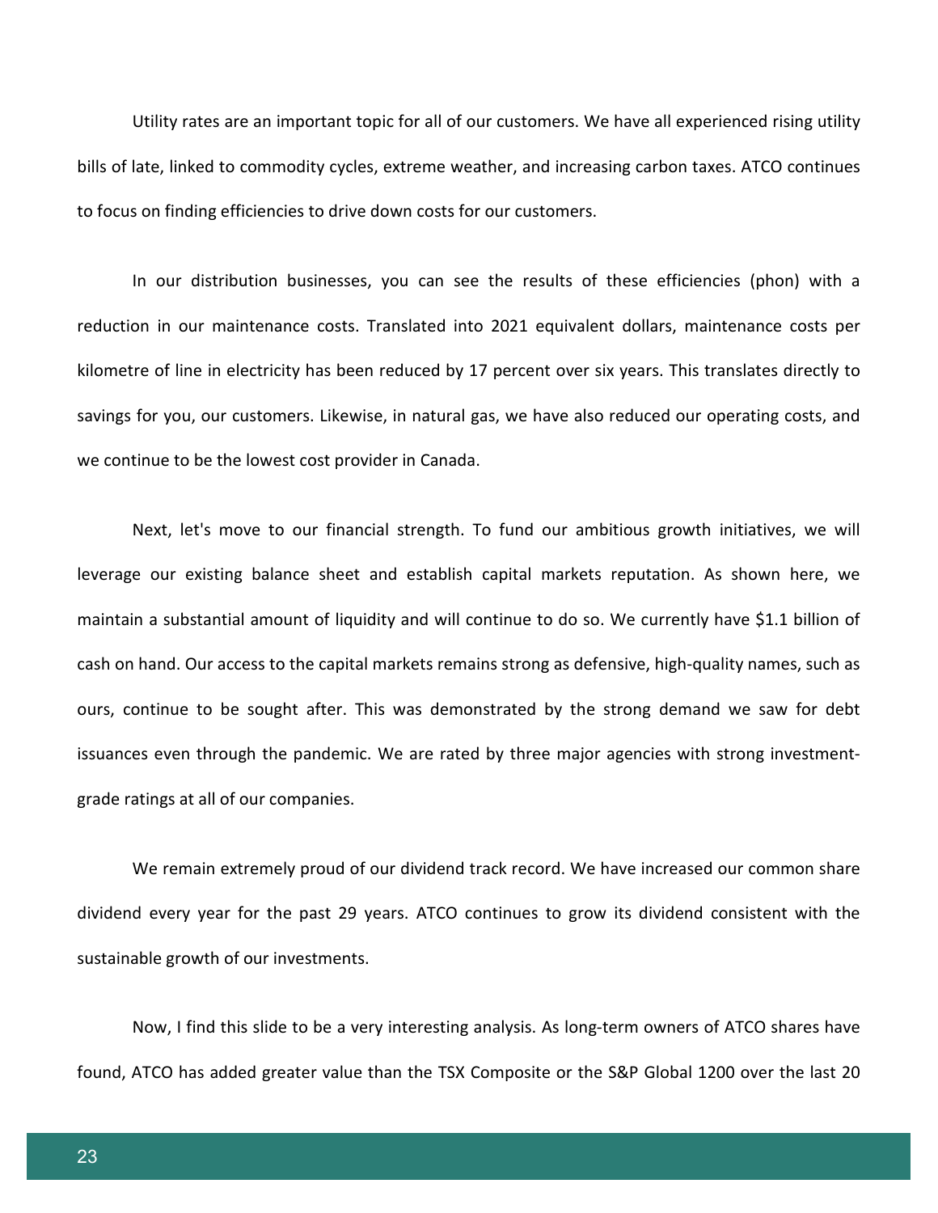Utility rates are an important topic for all of our customers. We have all experienced rising utility bills of late, linked to commodity cycles, extreme weather, and increasing carbon taxes. ATCO continues to focus on finding efficiencies to drive down costs for our customers.

In our distribution businesses, you can see the results of these efficiencies (phon) with a reduction in our maintenance costs. Translated into 2021 equivalent dollars, maintenance costs per kilometre of line in electricity has been reduced by 17 percent over six years. This translates directly to savings for you, our customers. Likewise, in natural gas, we have also reduced our operating costs, and we continue to be the lowest cost provider in Canada.

Next, let's move to our financial strength. To fund our ambitious growth initiatives, we will leverage our existing balance sheet and establish capital markets reputation. As shown here, we maintain a substantial amount of liquidity and will continue to do so. We currently have $1.1 billion of cash on hand. Our access to the capital markets remains strong as defensive, high-quality names, such as ours, continue to be sought after. This was demonstrated by the strong demand we saw for debt issuances even through the pandemic. We are rated by three major agencies with strong investment-grade ratings at all of our companies.

We remain extremely proud of our dividend track record. We have increased our common share dividend every year for the past 29 years. ATCO continues to grow its dividend consistent with the sustainable growth of our investments.

Now, I find this slide to be a very interesting analysis. As long-term owners of ATCO shares have found, ATCO has added greater value than the TSX Composite or the S&P Global 1200 over the last 20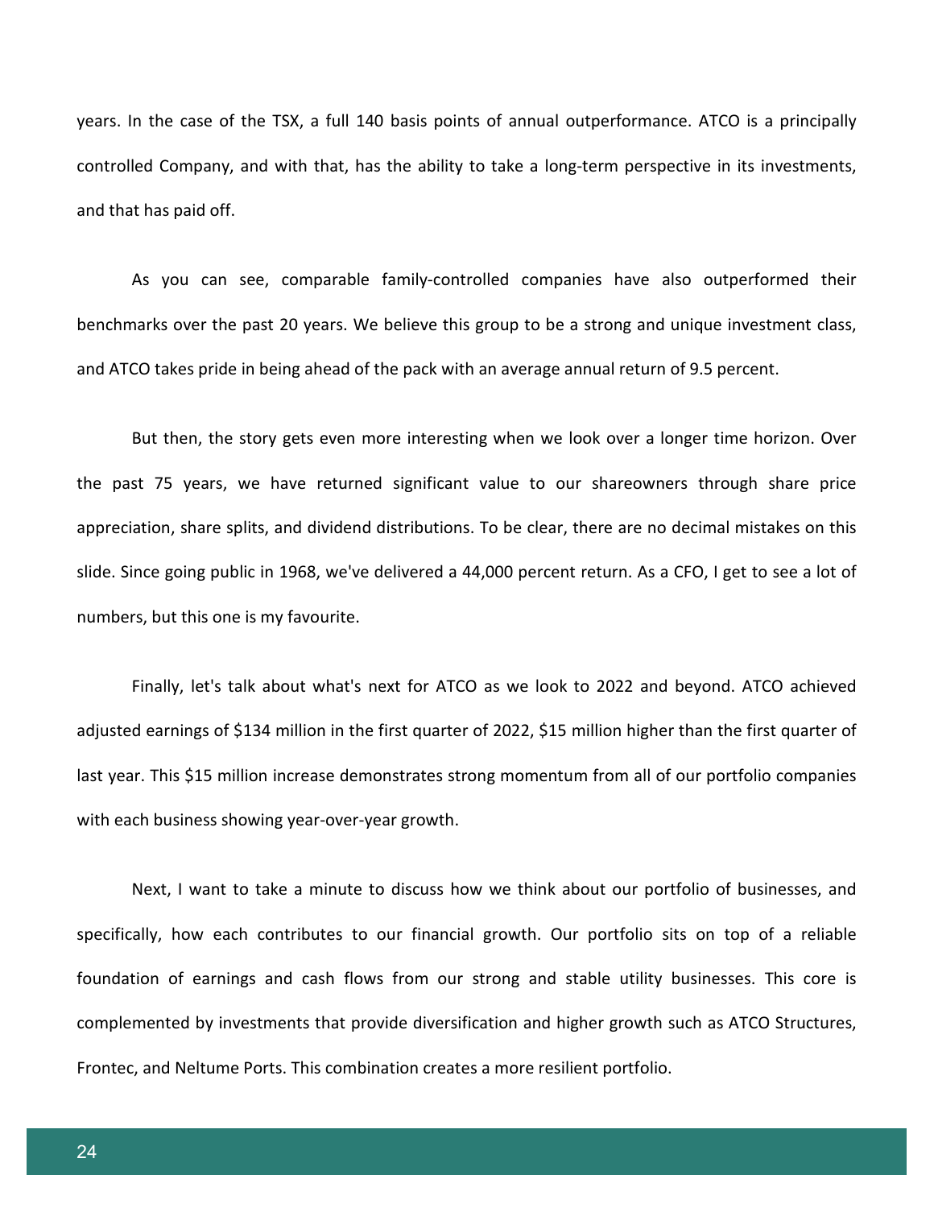years. In the case of the TSX, a full 140 basis points of annual outperformance. ATCO is a principally controlled Company, and with that, has the ability to take a long-term perspective in its investments, and that has paid off.

As you can see, comparable family-controlled companies have also outperformed their benchmarks over the past 20 years. We believe this group to be a strong and unique investment class, and ATCO takes pride in being ahead of the pack with an average annual return of 9.5 percent.

But then, the story gets even more interesting when we look over a longer time horizon. Over the past 75 years, we have returned significant value to our shareowners through share price appreciation, share splits, and dividend distributions. To be clear, there are no decimal mistakes on this slide. Since going public in 1968, we've delivered a 44,000 percent return. As a CFO, I get to see a lot of numbers, but this one is my favourite.

Finally, let's talk about what's next for ATCO as we look to 2022 and beyond. ATCO achieved adjusted earnings of $134 million in the first quarter of 2022, $15 million higher than the first quarter of last year. This $15 million increase demonstrates strong momentum from all of our portfolio companies with each business showing year-over-year growth.

Next, I want to take a minute to discuss how we think about our portfolio of businesses, and specifically, how each contributes to our financial growth. Our portfolio sits on top of a reliable foundation of earnings and cash flows from our strong and stable utility businesses. This core is complemented by investments that provide diversification and higher growth such as ATCO Structures, Frontec, and Neltume Ports. This combination creates a more resilient portfolio.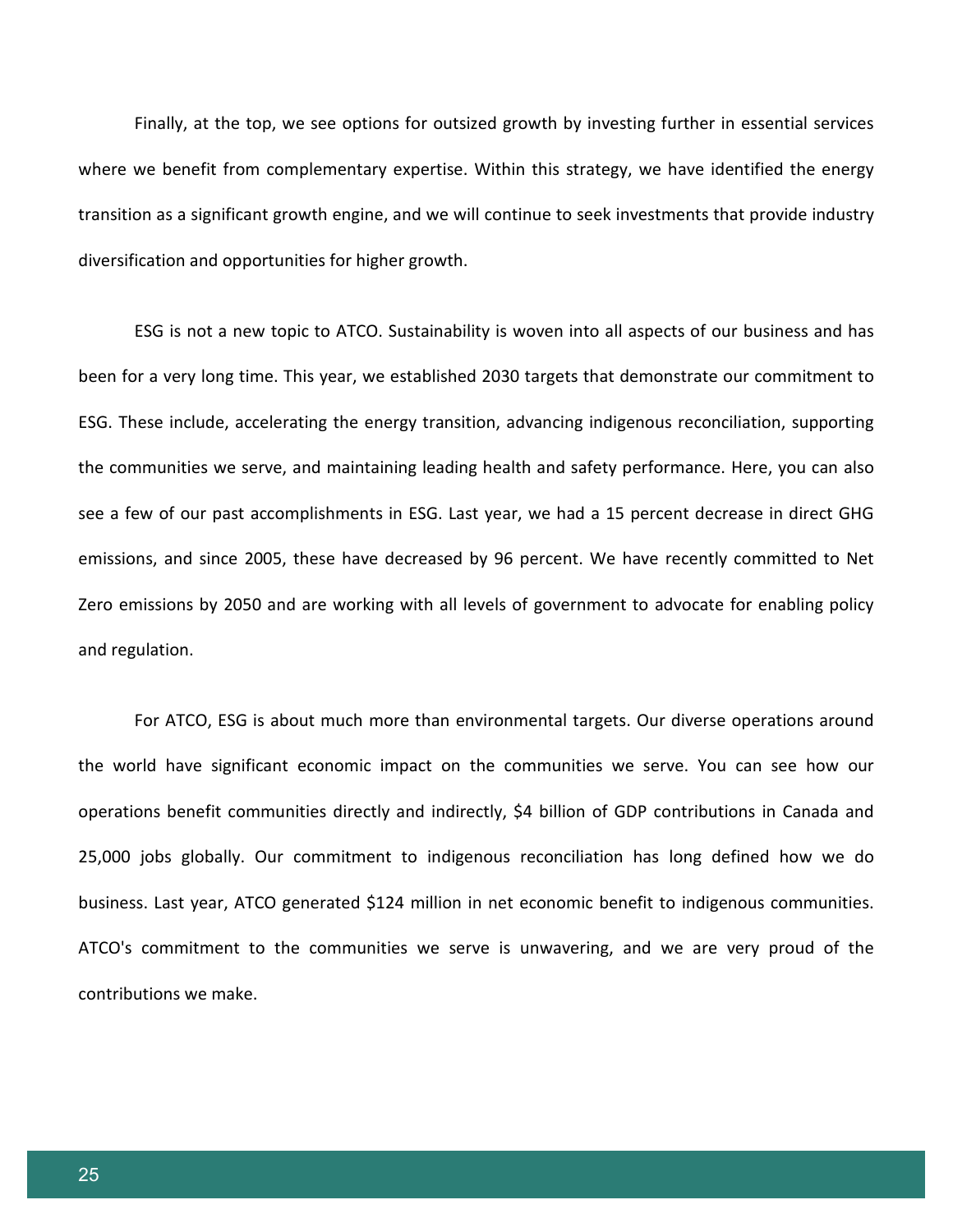Finally, at the top, we see options for outsized growth by investing further in essential services where we benefit from complementary expertise. Within this strategy, we have identified the energy transition as a significant growth engine, and we will continue to seek investments that provide industry diversification and opportunities for higher growth.

ESG is not a new topic to ATCO. Sustainability is woven into all aspects of our business and has been for a very long time. This year, we established 2030 targets that demonstrate our commitment to ESG. These include, accelerating the energy transition, advancing indigenous reconciliation, supporting the communities we serve, and maintaining leading health and safety performance. Here, you can also see a few of our past accomplishments in ESG. Last year, we had a 15 percent decrease in direct GHG emissions, and since 2005, these have decreased by 96 percent. We have recently committed to Net Zero emissions by 2050 and are working with all levels of government to advocate for enabling policy and regulation.

For ATCO, ESG is about much more than environmental targets. Our diverse operations around the world have significant economic impact on the communities we serve. You can see how our operations benefit communities directly and indirectly, $4 billion of GDP contributions in Canada and 25,000 jobs globally. Our commitment to indigenous reconciliation has long defined how we do business. Last year, ATCO generated $124 million in net economic benefit to indigenous communities. ATCO's commitment to the communities we serve is unwavering, and we are very proud of the contributions we make.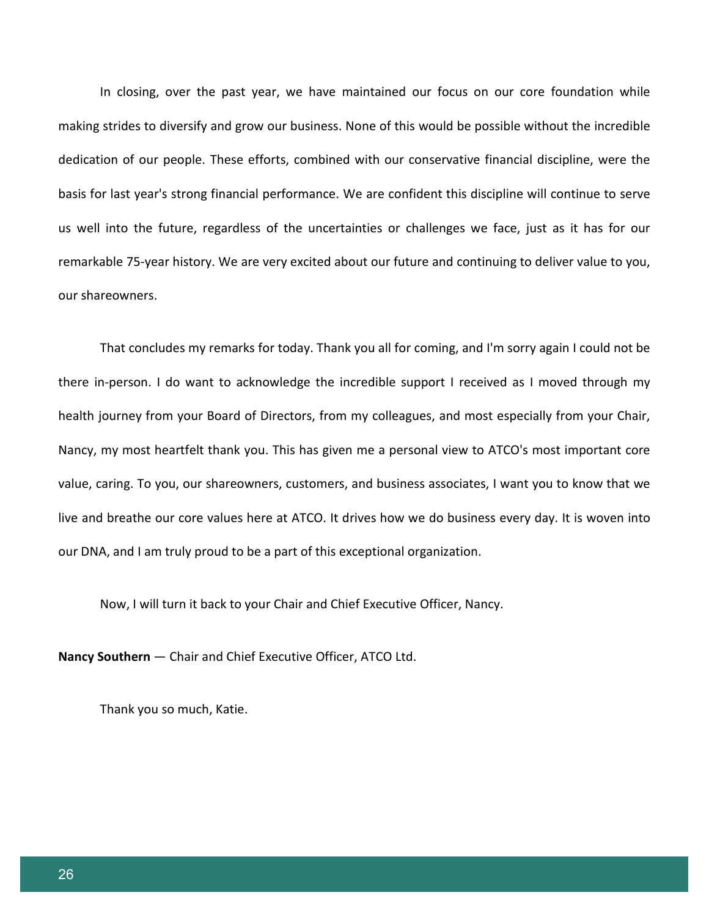In closing, over the past year, we have maintained our focus on our core foundation while making strides to diversify and grow our business. None of this would be possible without the incredible dedication of our people. These efforts, combined with our conservative financial discipline, were the basis for last year's strong financial performance. We are confident this discipline will continue to serve us well into the future, regardless of the uncertainties or challenges we face, just as it has for our remarkable 75-year history. We are very excited about our future and continuing to deliver value to you, our shareowners.

That concludes my remarks for today. Thank you all for coming, and I'm sorry again I could not be there in-person. I do want to acknowledge the incredible support I received as I moved through my health journey from your Board of Directors, from my colleagues, and most especially from your Chair, Nancy, my most heartfelt thank you. This has given me a personal view to ATCO's most important core value, caring. To you, our shareowners, customers, and business associates, I want you to know that we live and breathe our core values here at ATCO. It drives how we do business every day. It is woven into our DNA, and I am truly proud to be a part of this exceptional organization.

Now, I will turn it back to your Chair and Chief Executive Officer, Nancy.

**Nancy Southern** — Chair and Chief Executive Officer, ATCO Ltd.

Thank you so much, Katie.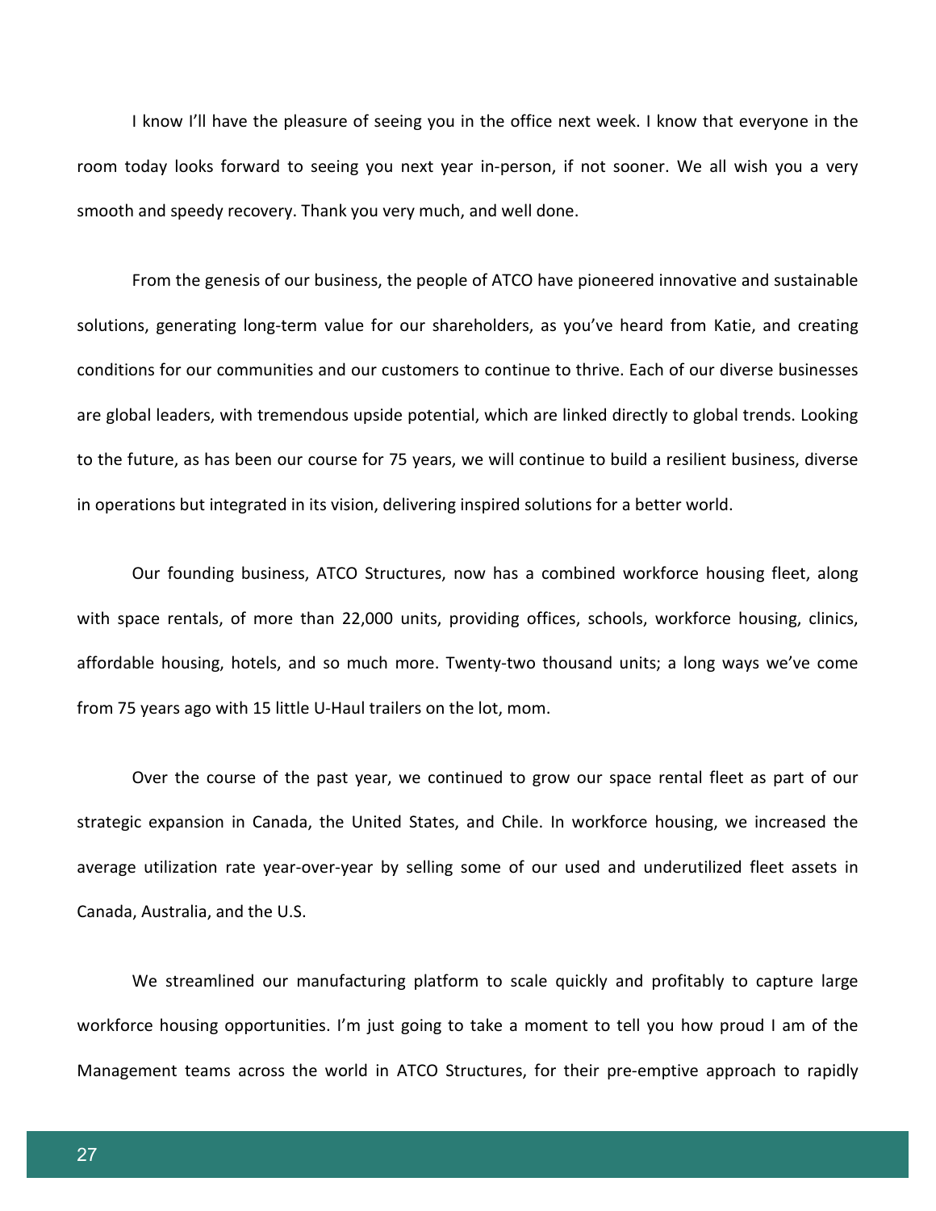I know I'll have the pleasure of seeing you in the office next week. I know that everyone in the room today looks forward to seeing you next year in-person, if not sooner. We all wish you a very smooth and speedy recovery. Thank you very much, and well done.

From the genesis of our business, the people of ATCO have pioneered innovative and sustainable solutions, generating long-term value for our shareholders, as you've heard from Katie, and creating conditions for our communities and our customers to continue to thrive. Each of our diverse businesses are global leaders, with tremendous upside potential, which are linked directly to global trends. Looking to the future, as has been our course for 75 years, we will continue to build a resilient business, diverse in operations but integrated in its vision, delivering inspired solutions for a better world.

Our founding business, ATCO Structures, now has a combined workforce housing fleet, along with space rentals, of more than 22,000 units, providing offices, schools, workforce housing, clinics, affordable housing, hotels, and so much more. Twenty-two thousand units; a long ways we've come from 75 years ago with 15 little U-Haul trailers on the lot, mom.

Over the course of the past year, we continued to grow our space rental fleet as part of our strategic expansion in Canada, the United States, and Chile. In workforce housing, we increased the average utilization rate year-over-year by selling some of our used and underutilized fleet assets in Canada, Australia, and the U.S.

We streamlined our manufacturing platform to scale quickly and profitably to capture large workforce housing opportunities. I'm just going to take a moment to tell you how proud I am of the Management teams across the world in ATCO Structures, for their pre-emptive approach to rapidly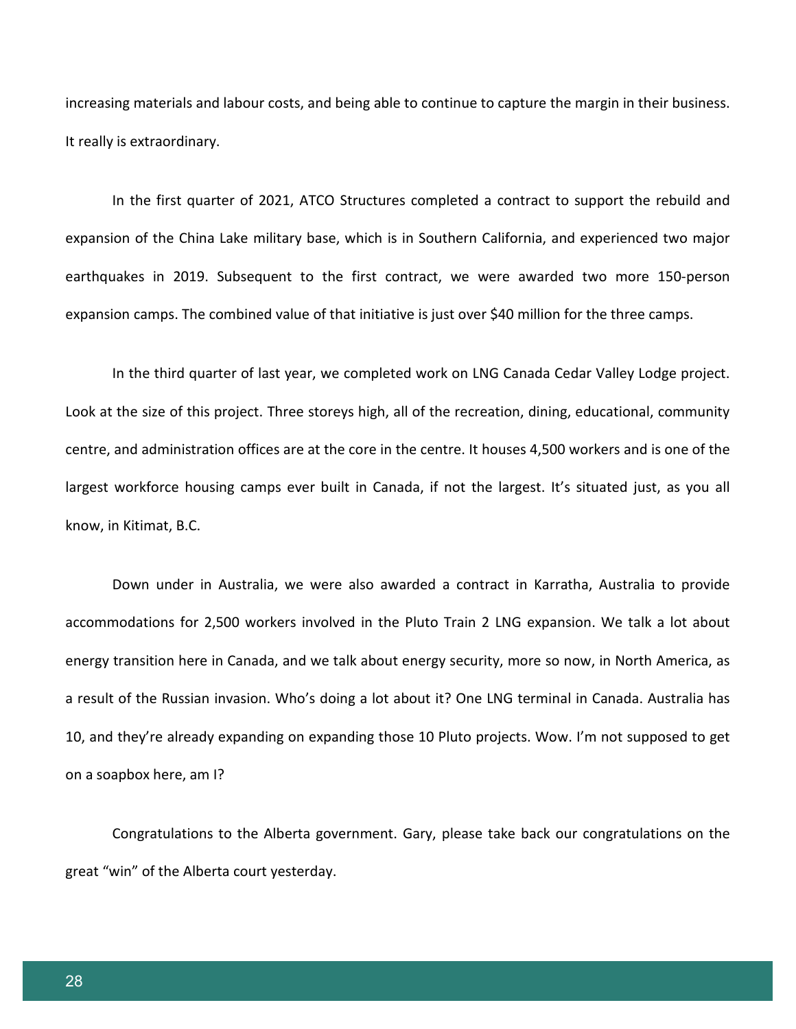increasing materials and labour costs, and being able to continue to capture the margin in their business. It really is extraordinary.

In the first quarter of 2021, ATCO Structures completed a contract to support the rebuild and expansion of the China Lake military base, which is in Southern California, and experienced two major earthquakes in 2019. Subsequent to the first contract, we were awarded two more 150-person expansion camps. The combined value of that initiative is just over $40 million for the three camps.

In the third quarter of last year, we completed work on LNG Canada Cedar Valley Lodge project. Look at the size of this project. Three storeys high, all of the recreation, dining, educational, community centre, and administration offices are at the core in the centre. It houses 4,500 workers and is one of the largest workforce housing camps ever built in Canada, if not the largest. It's situated just, as you all know, in Kitimat, B.C.

Down under in Australia, we were also awarded a contract in Karratha, Australia to provide accommodations for 2,500 workers involved in the Pluto Train 2 LNG expansion. We talk a lot about energy transition here in Canada, and we talk about energy security, more so now, in North America, as a result of the Russian invasion. Who's doing a lot about it? One LNG terminal in Canada. Australia has 10, and they're already expanding on expanding those 10 Pluto projects. Wow. I'm not supposed to get on a soapbox here, am I?

Congratulations to the Alberta government. Gary, please take back our congratulations on the great "win" of the Alberta court yesterday.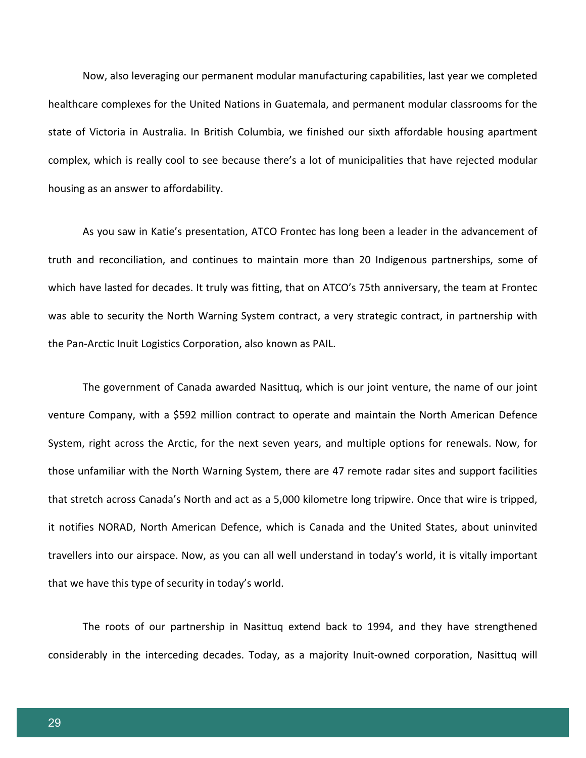Now, also leveraging our permanent modular manufacturing capabilities, last year we completed healthcare complexes for the United Nations in Guatemala, and permanent modular classrooms for the state of Victoria in Australia. In British Columbia, we finished our sixth affordable housing apartment complex, which is really cool to see because there's a lot of municipalities that have rejected modular housing as an answer to affordability.

As you saw in Katie's presentation, ATCO Frontec has long been a leader in the advancement of truth and reconciliation, and continues to maintain more than 20 Indigenous partnerships, some of which have lasted for decades. It truly was fitting, that on ATCO's 75th anniversary, the team at Frontec was able to security the North Warning System contract, a very strategic contract, in partnership with the Pan-Arctic Inuit Logistics Corporation, also known as PAIL.

The government of Canada awarded Nasittuq, which is our joint venture, the name of our joint venture Company, with a $592 million contract to operate and maintain the North American Defence System, right across the Arctic, for the next seven years, and multiple options for renewals. Now, for those unfamiliar with the North Warning System, there are 47 remote radar sites and support facilities that stretch across Canada's North and act as a 5,000 kilometre long tripwire. Once that wire is tripped, it notifies NORAD, North American Defence, which is Canada and the United States, about uninvited travellers into our airspace. Now, as you can all well understand in today's world, it is vitally important that we have this type of security in today's world.

The roots of our partnership in Nasittuq extend back to 1994, and they have strengthened considerably in the interceding decades. Today, as a majority Inuit-owned corporation, Nasittuq will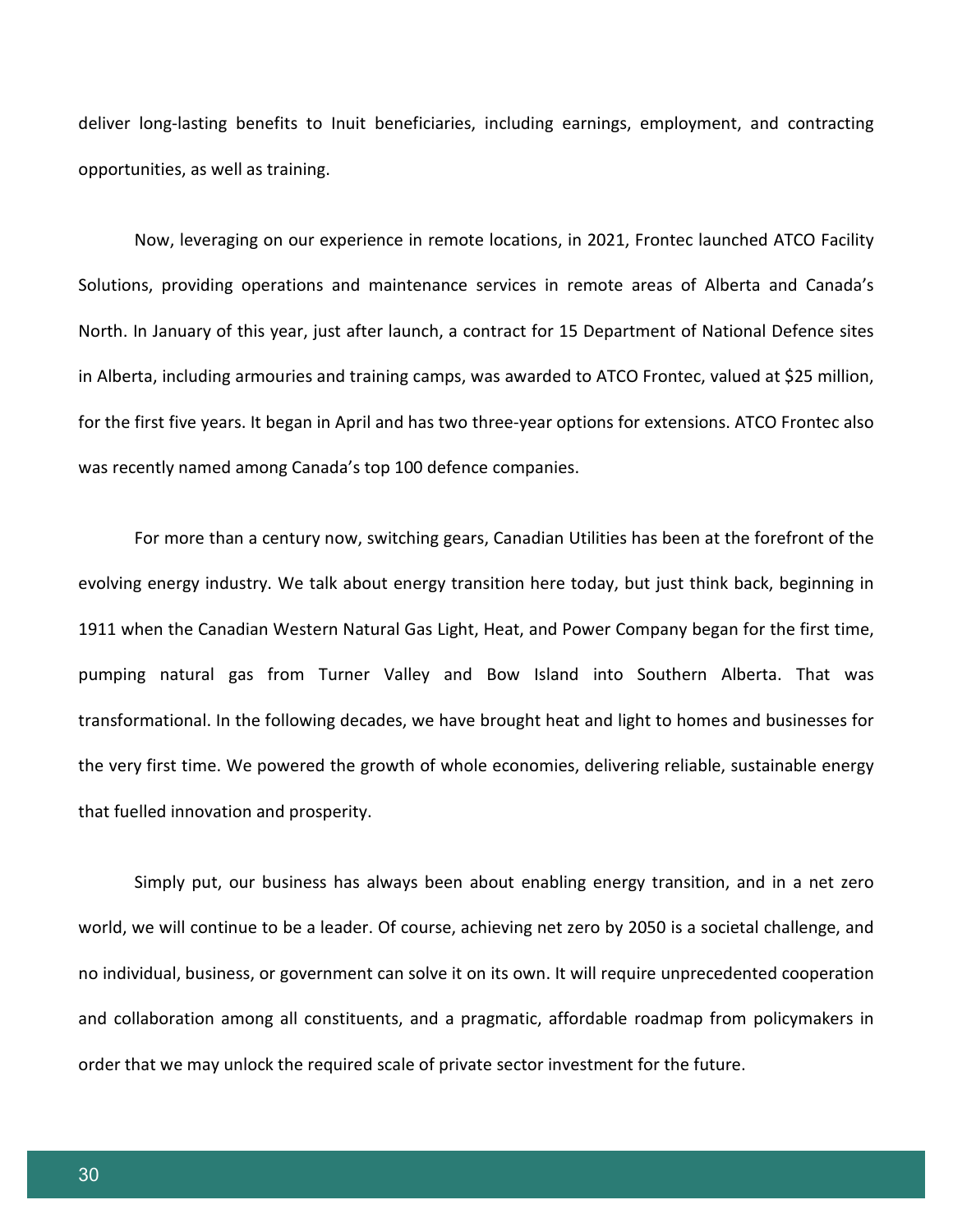deliver long-lasting benefits to Inuit beneficiaries, including earnings, employment, and contracting opportunities, as well as training.

Now, leveraging on our experience in remote locations, in 2021, Frontec launched ATCO Facility Solutions, providing operations and maintenance services in remote areas of Alberta and Canada's North. In January of this year, just after launch, a contract for 15 Department of National Defence sites in Alberta, including armouries and training camps, was awarded to ATCO Frontec, valued at $25 million, for the first five years. It began in April and has two three-year options for extensions. ATCO Frontec also was recently named among Canada's top 100 defence companies.

For more than a century now, switching gears, Canadian Utilities has been at the forefront of the evolving energy industry. We talk about energy transition here today, but just think back, beginning in 1911 when the Canadian Western Natural Gas Light, Heat, and Power Company began for the first time, pumping natural gas from Turner Valley and Bow Island into Southern Alberta. That was transformational. In the following decades, we have brought heat and light to homes and businesses for the very first time. We powered the growth of whole economies, delivering reliable, sustainable energy that fuelled innovation and prosperity.

Simply put, our business has always been about enabling energy transition, and in a net zero world, we will continue to be a leader. Of course, achieving net zero by 2050 is a societal challenge, and no individual, business, or government can solve it on its own. It will require unprecedented cooperation and collaboration among all constituents, and a pragmatic, affordable roadmap from policymakers in order that we may unlock the required scale of private sector investment for the future.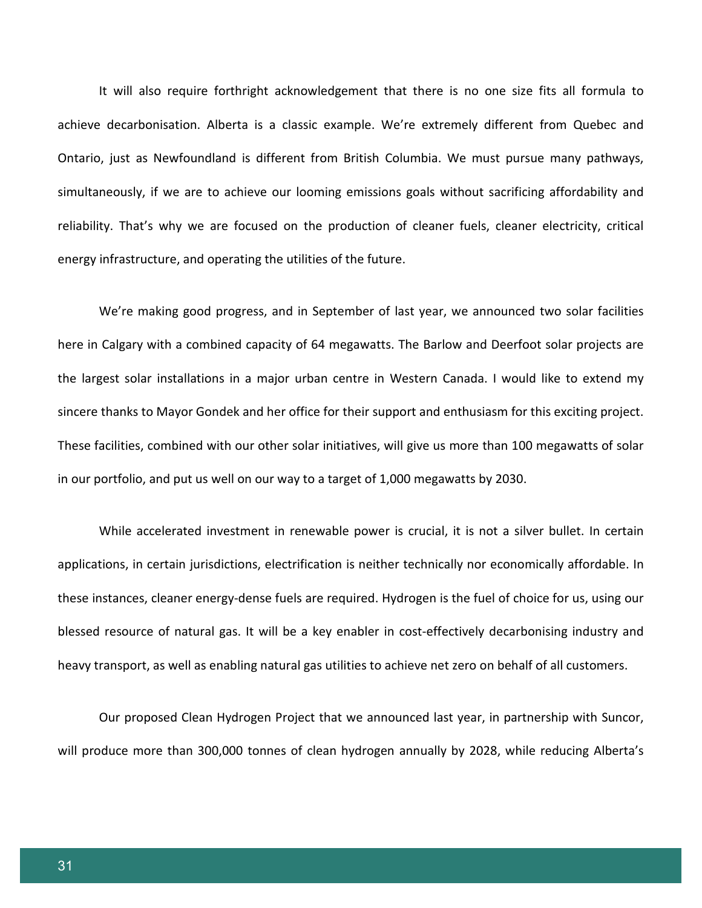It will also require forthright acknowledgement that there is no one size fits all formula to achieve decarbonisation. Alberta is a classic example. We're extremely different from Quebec and Ontario, just as Newfoundland is different from British Columbia. We must pursue many pathways, simultaneously, if we are to achieve our looming emissions goals without sacrificing affordability and reliability. That's why we are focused on the production of cleaner fuels, cleaner electricity, critical energy infrastructure, and operating the utilities of the future.

We're making good progress, and in September of last year, we announced two solar facilities here in Calgary with a combined capacity of 64 megawatts. The Barlow and Deerfoot solar projects are the largest solar installations in a major urban centre in Western Canada. I would like to extend my sincere thanks to Mayor Gondek and her office for their support and enthusiasm for this exciting project. These facilities, combined with our other solar initiatives, will give us more than 100 megawatts of solar in our portfolio, and put us well on our way to a target of 1,000 megawatts by 2030.

While accelerated investment in renewable power is crucial, it is not a silver bullet. In certain applications, in certain jurisdictions, electrification is neither technically nor economically affordable. In these instances, cleaner energy-dense fuels are required. Hydrogen is the fuel of choice for us, using our blessed resource of natural gas. It will be a key enabler in cost-effectively decarbonising industry and heavy transport, as well as enabling natural gas utilities to achieve net zero on behalf of all customers.

Our proposed Clean Hydrogen Project that we announced last year, in partnership with Suncor, will produce more than 300,000 tonnes of clean hydrogen annually by 2028, while reducing Alberta's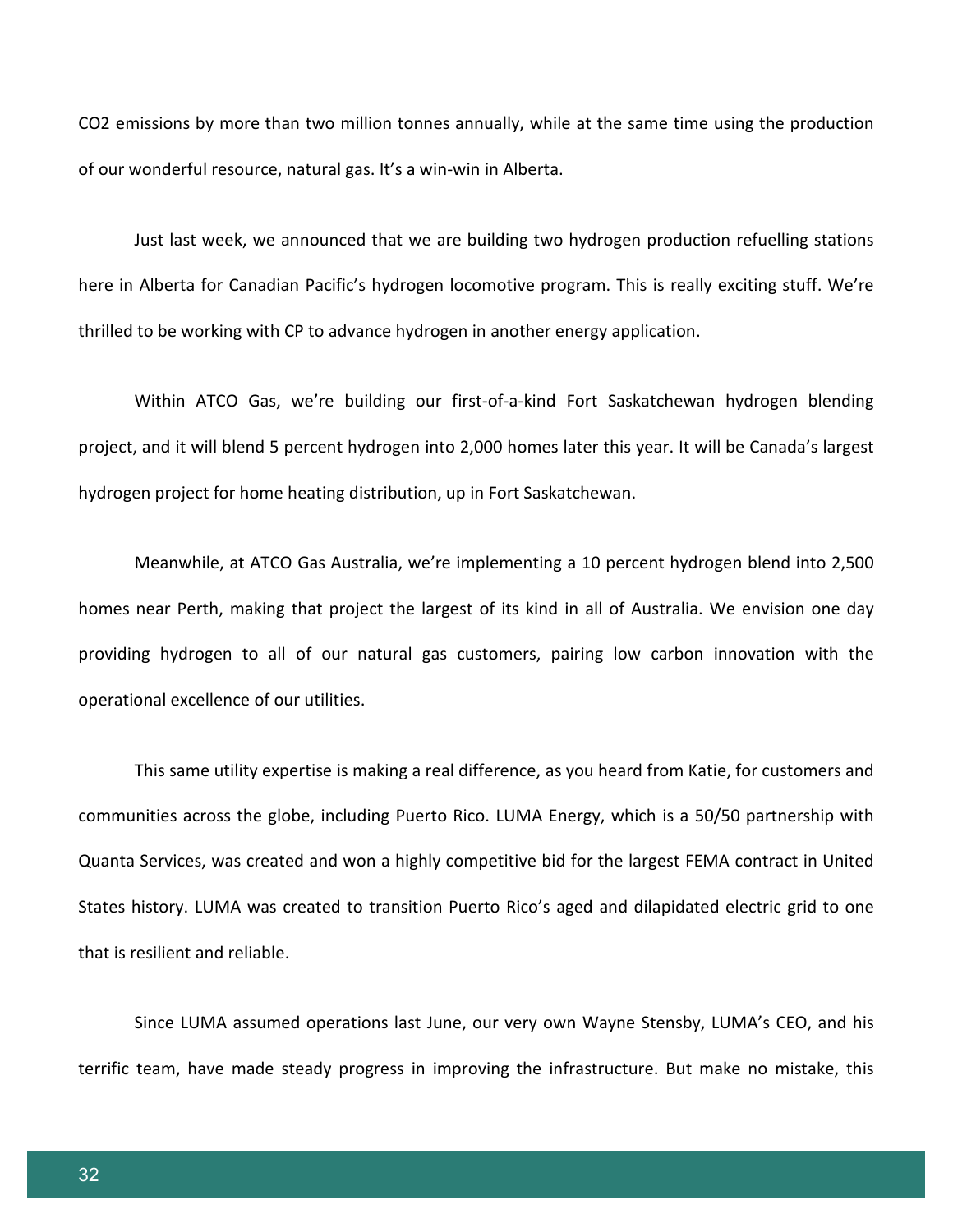$CO_2$ emissions by more than two million tonnes annually, while at the same time using the production of our wonderful resource, natural gas. It's a win-win in Alberta.

Just last week, we announced that we are building two hydrogen production refuelling stations here in Alberta for Canadian Pacific's hydrogen locomotive program. This is really exciting stuff. We're thrilled to be working with CP to advance hydrogen in another energy application.

Within ATCO Gas, we're building our first-of-a-kind Fort Saskatchewan hydrogen blending project, and it will blend 5 percent hydrogen into 2,000 homes later this year. It will be Canada's largest hydrogen project for home heating distribution, up in Fort Saskatchewan.

Meanwhile, at ATCO Gas Australia, we're implementing a 10 percent hydrogen blend into 2,500 homes near Perth, making that project the largest of its kind in all of Australia. We envision one day providing hydrogen to all of our natural gas customers, pairing low carbon innovation with the operational excellence of our utilities.

This same utility expertise is making a real difference, as you heard from Katie, for customers and communities across the globe, including Puerto Rico. LUMA Energy, which is a 50/50 partnership with Quanta Services, was created and won a highly competitive bid for the largest FEMA contract in United States history. LUMA was created to transition Puerto Rico's aged and dilapidated electric grid to one that is resilient and reliable.

Since LUMA assumed operations last June, our very own Wayne Stensby, LUMA's CEO, and his terrific team, have made steady progress in improving the infrastructure. But make no mistake, this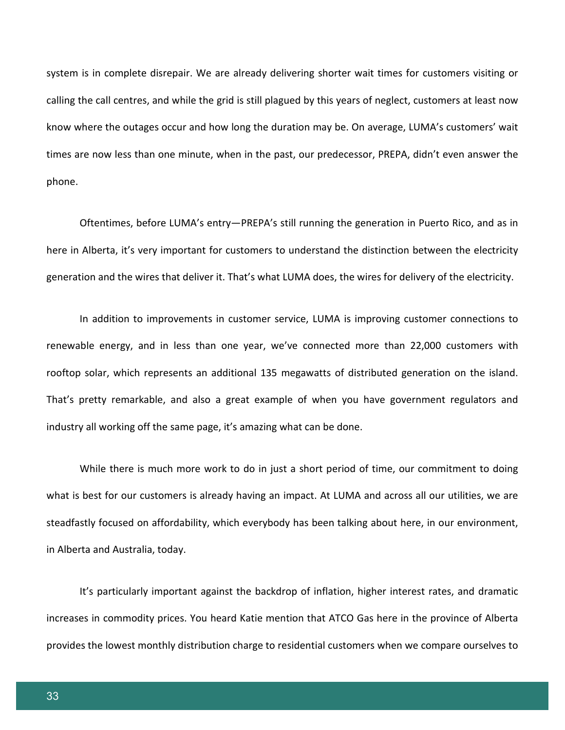system is in complete disrepair. We are already delivering shorter wait times for customers visiting or calling the call centres, and while the grid is still plagued by this years of neglect, customers at least now know where the outages occur and how long the duration may be. On average, LUMA's customers' wait times are now less than one minute, when in the past, our predecessor, PREPA, didn't even answer the phone.

Oftentimes, before LUMA's entry—PREPA's still running the generation in Puerto Rico, and as in here in Alberta, it's very important for customers to understand the distinction between the electricity generation and the wires that deliver it. That's what LUMA does, the wires for delivery of the electricity.

In addition to improvements in customer service, LUMA is improving customer connections to renewable energy, and in less than one year, we've connected more than 22,000 customers with rooftop solar, which represents an additional 135 megawatts of distributed generation on the island. That's pretty remarkable, and also a great example of when you have government regulators and industry all working off the same page, it's amazing what can be done.

While there is much more work to do in just a short period of time, our commitment to doing what is best for our customers is already having an impact. At LUMA and across all our utilities, we are steadfastly focused on affordability, which everybody has been talking about here, in our environment, in Alberta and Australia, today.

It's particularly important against the backdrop of inflation, higher interest rates, and dramatic increases in commodity prices. You heard Katie mention that ATCO Gas here in the province of Alberta provides the lowest monthly distribution charge to residential customers when we compare ourselves to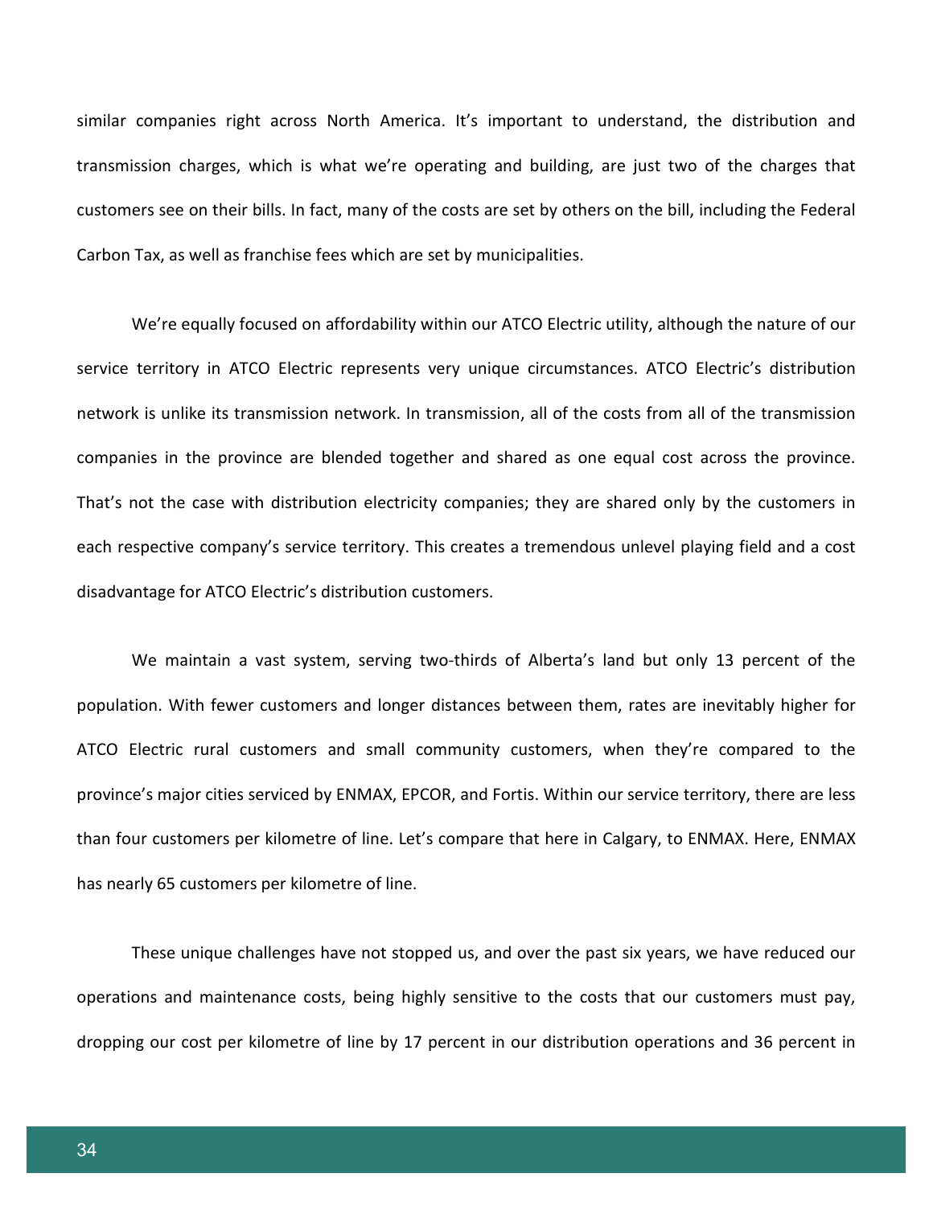similar companies right across North America. It’s important to understand, the distribution and transmission charges, which is what we’re operating and building, are just two of the charges that customers see on their bills. In fact, many of the costs are set by others on the bill, including the Federal Carbon Tax, as well as franchise fees which are set by municipalities.

We’re equally focused on affordability within our ATCO Electric utility, although the nature of our service territory in ATCO Electric represents very unique circumstances. ATCO Electric’s distribution network is unlike its transmission network. In transmission, all of the costs from all of the transmission companies in the province are blended together and shared as one equal cost across the province. That’s not the case with distribution electricity companies; they are shared only by the customers in each respective company’s service territory. This creates a tremendous unlevel playing field and a cost disadvantage for ATCO Electric’s distribution customers.

We maintain a vast system, serving two-thirds of Alberta’s land but only 13 percent of the population. With fewer customers and longer distances between them, rates are inevitably higher for ATCO Electric rural customers and small community customers, when they’re compared to the province’s major cities serviced by ENMAX, EPCOR, and Fortis. Within our service territory, there are less than four customers per kilometre of line. Let’s compare that here in Calgary, to ENMAX. Here, ENMAX has nearly 65 customers per kilometre of line.

These unique challenges have not stopped us, and over the past six years, we have reduced our operations and maintenance costs, being highly sensitive to the costs that our customers must pay, dropping our cost per kilometre of line by 17 percent in our distribution operations and 36 percent in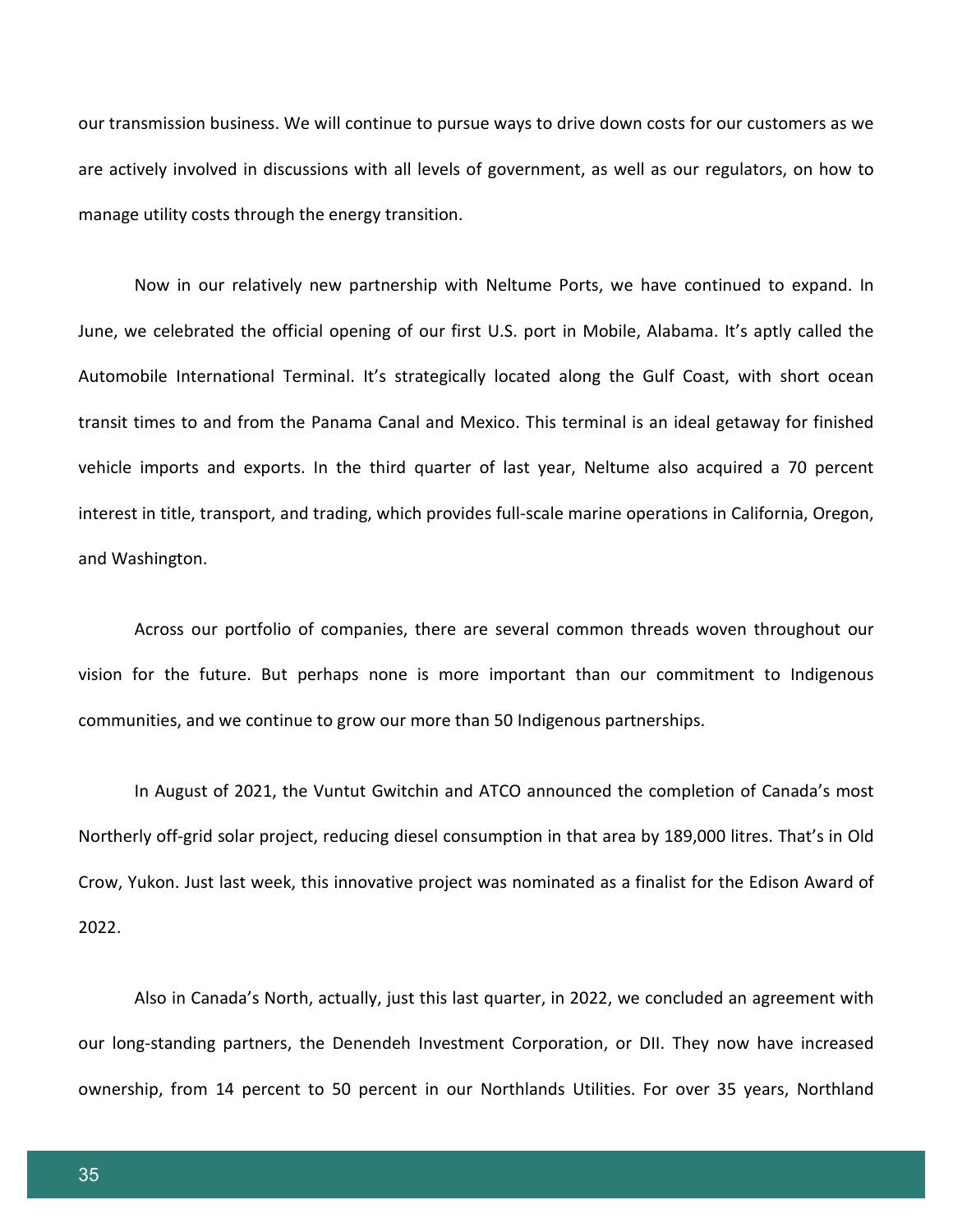our transmission business. We will continue to pursue ways to drive down costs for our customers as we are actively involved in discussions with all levels of government, as well as our regulators, on how to manage utility costs through the energy transition.

Now in our relatively new partnership with Neltume Ports, we have continued to expand. In June, we celebrated the official opening of our first U.S. port in Mobile, Alabama. It's aptly called the Automobile International Terminal. It's strategically located along the Gulf Coast, with short ocean transit times to and from the Panama Canal and Mexico. This terminal is an ideal getaway for finished vehicle imports and exports. In the third quarter of last year, Neltume also acquired a 70 percent interest in title, transport, and trading, which provides full-scale marine operations in California, Oregon, and Washington.

Across our portfolio of companies, there are several common threads woven throughout our vision for the future. But perhaps none is more important than our commitment to Indigenous communities, and we continue to grow our more than 50 Indigenous partnerships.

In August of 2021, the Vuntut Gwitchin and ATCO announced the completion of Canada's most Northerly off-grid solar project, reducing diesel consumption in that area by 189,000 litres. That's in Old Crow, Yukon. Just last week, this innovative project was nominated as a finalist for the Edison Award of 2022.

Also in Canada's North, actually, just this last quarter, in 2022, we concluded an agreement with our long-standing partners, the Denendeh Investment Corporation, or DII. They now have increased ownership, from 14 percent to 50 percent in our Northlands Utilities. For over 35 years, Northland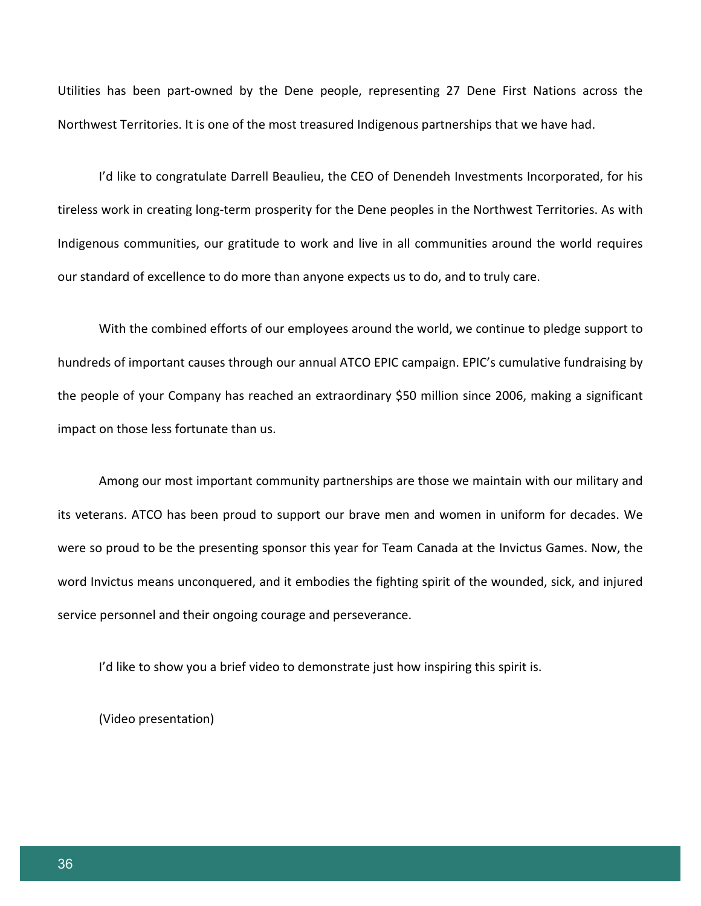Utilities has been part-owned by the Dene people, representing 27 Dene First Nations across the Northwest Territories. It is one of the most treasured Indigenous partnerships that we have had.

I'd like to congratulate Darrell Beaulieu, the CEO of Denendeh Investments Incorporated, for his tireless work in creating long-term prosperity for the Dene peoples in the Northwest Territories. As with Indigenous communities, our gratitude to work and live in all communities around the world requires our standard of excellence to do more than anyone expects us to do, and to truly care.

With the combined efforts of our employees around the world, we continue to pledge support to hundreds of important causes through our annual ATCO EPIC campaign. EPIC's cumulative fundraising by the people of your Company has reached an extraordinary $50 million since 2006, making a significant impact on those less fortunate than us.

Among our most important community partnerships are those we maintain with our military and its veterans. ATCO has been proud to support our brave men and women in uniform for decades. We were so proud to be the presenting sponsor this year for Team Canada at the Invictus Games. Now, the word Invictus means unconquered, and it embodies the fighting spirit of the wounded, sick, and injured service personnel and their ongoing courage and perseverance.

I'd like to show you a brief video to demonstrate just how inspiring this spirit is.

(Video presentation)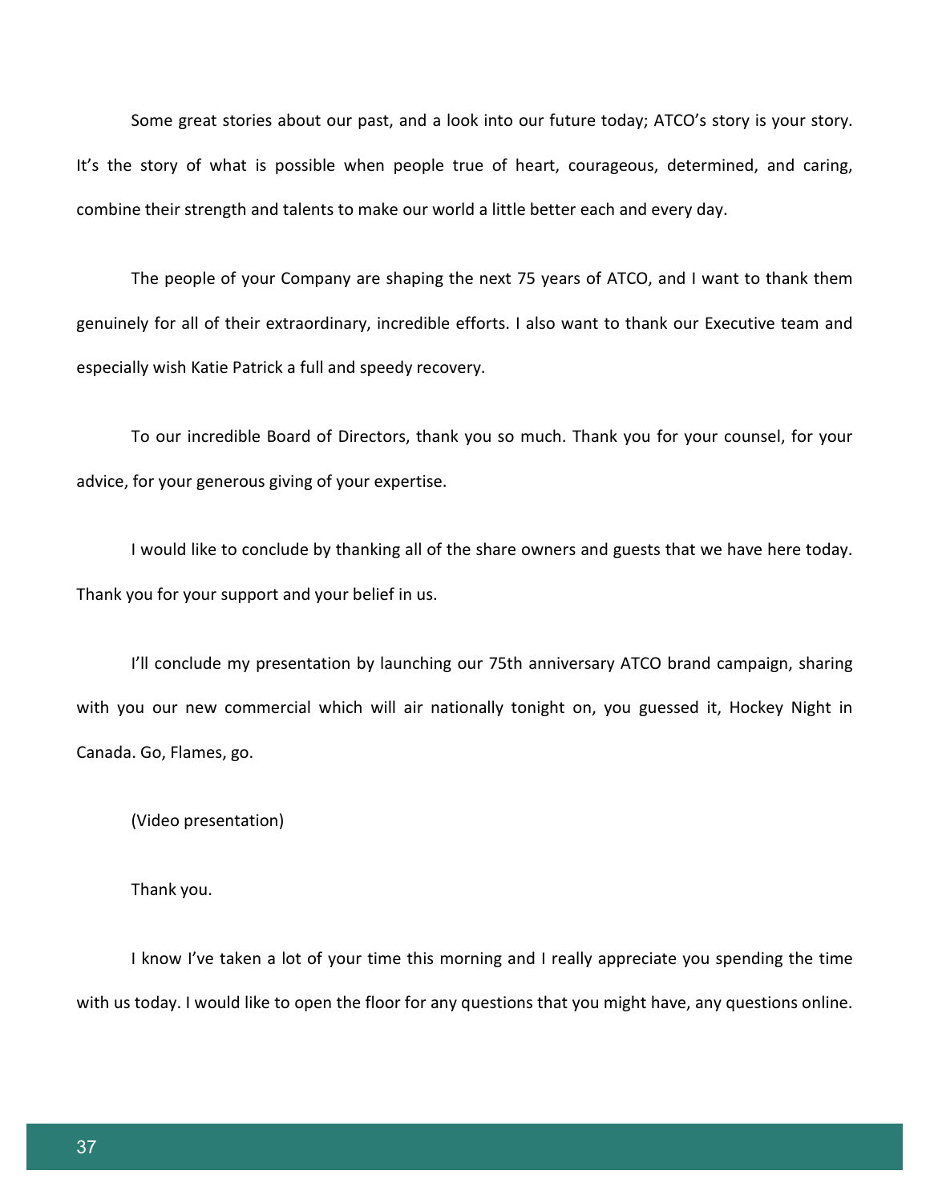Some great stories about our past, and a look into our future today; ATCO's story is your story. It's the story of what is possible when people true of heart, courageous, determined, and caring, combine their strength and talents to make our world a little better each and every day.

The people of your Company are shaping the next 75 years of ATCO, and I want to thank them genuinely for all of their extraordinary, incredible efforts. I also want to thank our Executive team and especially wish Katie Patrick a full and speedy recovery.

To our incredible Board of Directors, thank you so much. Thank you for your counsel, for your advice, for your generous giving of your expertise.

I would like to conclude by thanking all of the share owners and guests that we have here today. Thank you for your support and your belief in us.

I'll conclude my presentation by launching our 75th anniversary ATCO brand campaign, sharing with you our new commercial which will air nationally tonight on, you guessed it, Hockey Night in Canada. Go, Flames, go.

(Video presentation)

Thank you.

I know I've taken a lot of your time this morning and I really appreciate you spending the time with us today. I would like to open the floor for any questions that you might have, any questions online.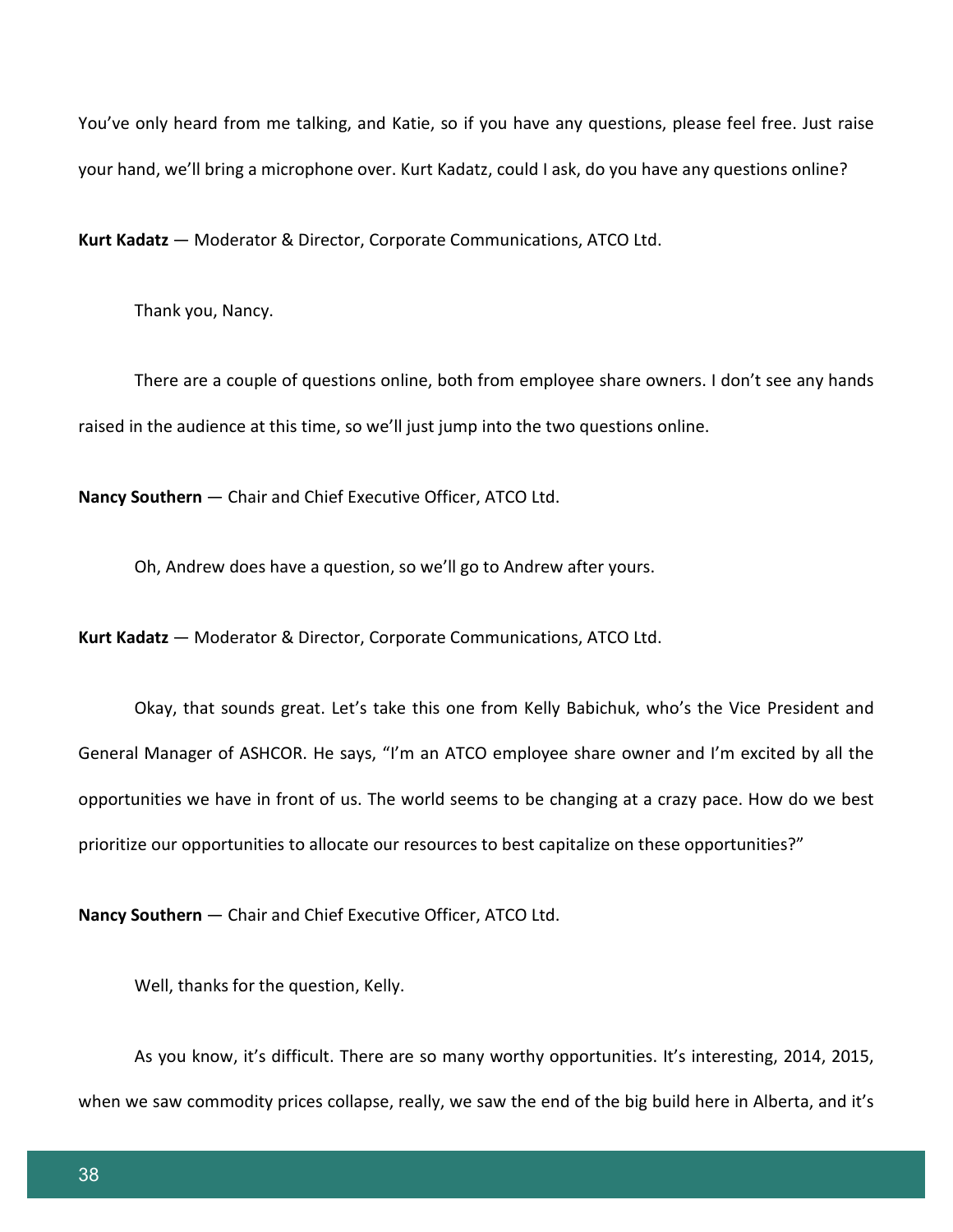You've only heard from me talking, and Katie, so if you have any questions, please feel free. Just raise your hand, we'll bring a microphone over. Kurt Kadatz, could I ask, do you have any questions online?

**Kurt Kadatz** — Moderator & Director, Corporate Communications, ATCO Ltd.

Thank you, Nancy.

There are a couple of questions online, both from employee share owners. I don't see any hands raised in the audience at this time, so we'll just jump into the two questions online.

**Nancy Southern** — Chair and Chief Executive Officer, ATCO Ltd.

Oh, Andrew does have a question, so we'll go to Andrew after yours.

**Kurt Kadatz** — Moderator & Director, Corporate Communications, ATCO Ltd.

Okay, that sounds great. Let's take this one from Kelly Babichuk, who's the Vice President and General Manager of ASHCOR. He says, "I'm an ATCO employee share owner and I'm excited by all the opportunities we have in front of us. The world seems to be changing at a crazy pace. How do we best prioritize our opportunities to allocate our resources to best capitalize on these opportunities?"

**Nancy Southern** — Chair and Chief Executive Officer, ATCO Ltd.

Well, thanks for the question, Kelly.

As you know, it's difficult. There are so many worthy opportunities. It's interesting, 2014, 2015, when we saw commodity prices collapse, really, we saw the end of the big build here in Alberta, and it's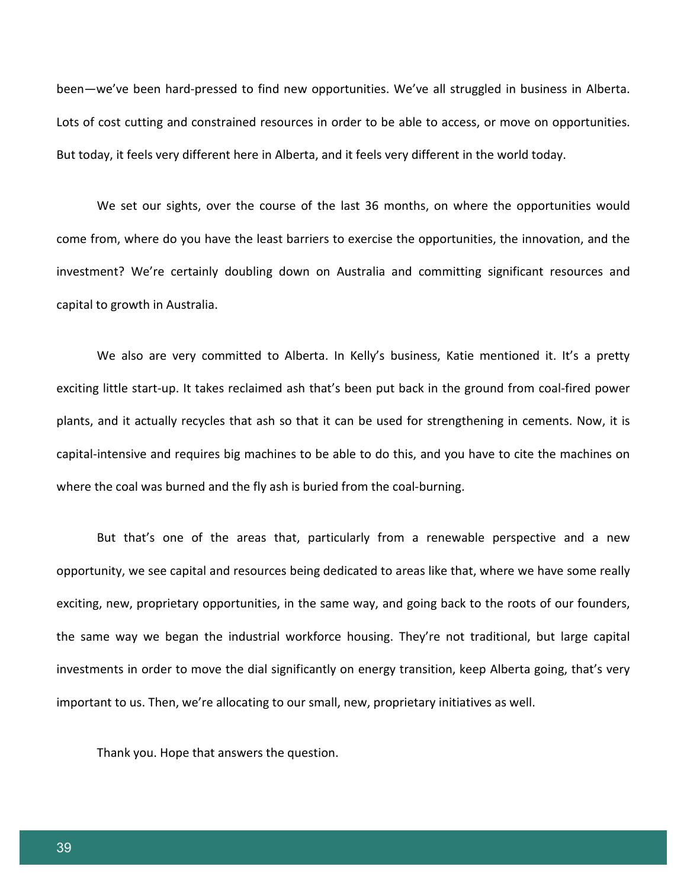been—we've been hard-pressed to find new opportunities. We've all struggled in business in Alberta. Lots of cost cutting and constrained resources in order to be able to access, or move on opportunities. But today, it feels very different here in Alberta, and it feels very different in the world today.

We set our sights, over the course of the last 36 months, on where the opportunities would come from, where do you have the least barriers to exercise the opportunities, the innovation, and the investment? We're certainly doubling down on Australia and committing significant resources and capital to growth in Australia.

We also are very committed to Alberta. In Kelly's business, Katie mentioned it. It's a pretty exciting little start-up. It takes reclaimed ash that's been put back in the ground from coal-fired power plants, and it actually recycles that ash so that it can be used for strengthening in cements. Now, it is capital-intensive and requires big machines to be able to do this, and you have to cite the machines on where the coal was burned and the fly ash is buried from the coal-burning.

But that's one of the areas that, particularly from a renewable perspective and a new opportunity, we see capital and resources being dedicated to areas like that, where we have some really exciting, new, proprietary opportunities, in the same way, and going back to the roots of our founders, the same way we began the industrial workforce housing. They're not traditional, but large capital investments in order to move the dial significantly on energy transition, keep Alberta going, that's very important to us. Then, we're allocating to our small, new, proprietary initiatives as well.

Thank you. Hope that answers the question.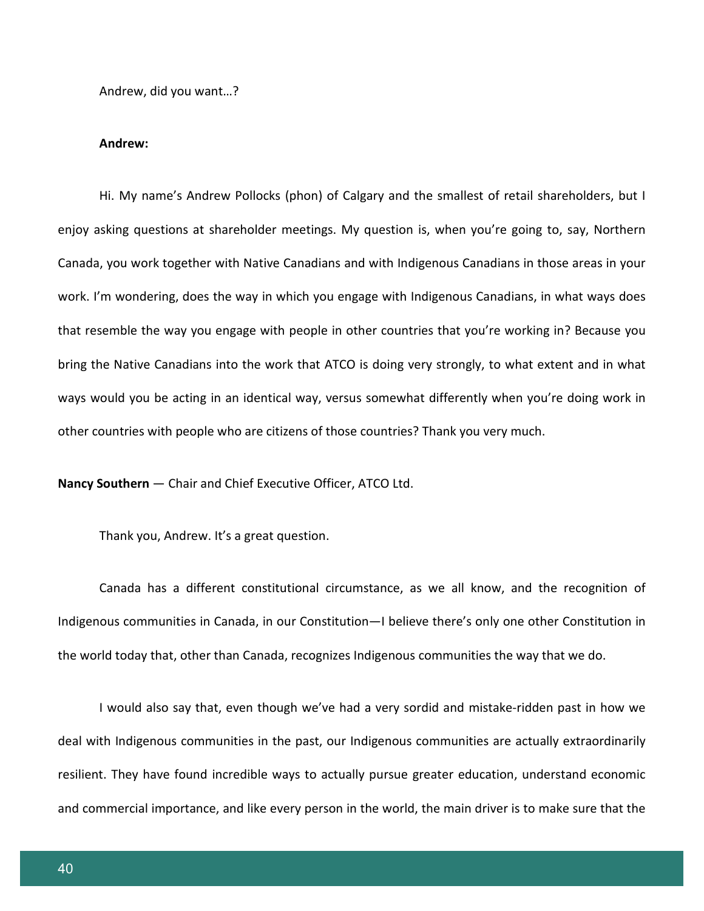Andrew, did you want…?

**Andrew:**

Hi. My name's Andrew Pollocks (phon) of Calgary and the smallest of retail shareholders, but I enjoy asking questions at shareholder meetings. My question is, when you're going to, say, Northern Canada, you work together with Native Canadians and with Indigenous Canadians in those areas in your work. I'm wondering, does the way in which you engage with Indigenous Canadians, in what ways does that resemble the way you engage with people in other countries that you're working in? Because you bring the Native Canadians into the work that ATCO is doing very strongly, to what extent and in what ways would you be acting in an identical way, versus somewhat differently when you're doing work in other countries with people who are citizens of those countries? Thank you very much.

**Nancy Southern** — Chair and Chief Executive Officer, ATCO Ltd.

Thank you, Andrew. It's a great question.

Canada has a different constitutional circumstance, as we all know, and the recognition of Indigenous communities in Canada, in our Constitution—I believe there's only one other Constitution in the world today that, other than Canada, recognizes Indigenous communities the way that we do.

I would also say that, even though we've had a very sordid and mistake-ridden past in how we deal with Indigenous communities in the past, our Indigenous communities are actually extraordinarily resilient. They have found incredible ways to actually pursue greater education, understand economic and commercial importance, and like every person in the world, the main driver is to make sure that the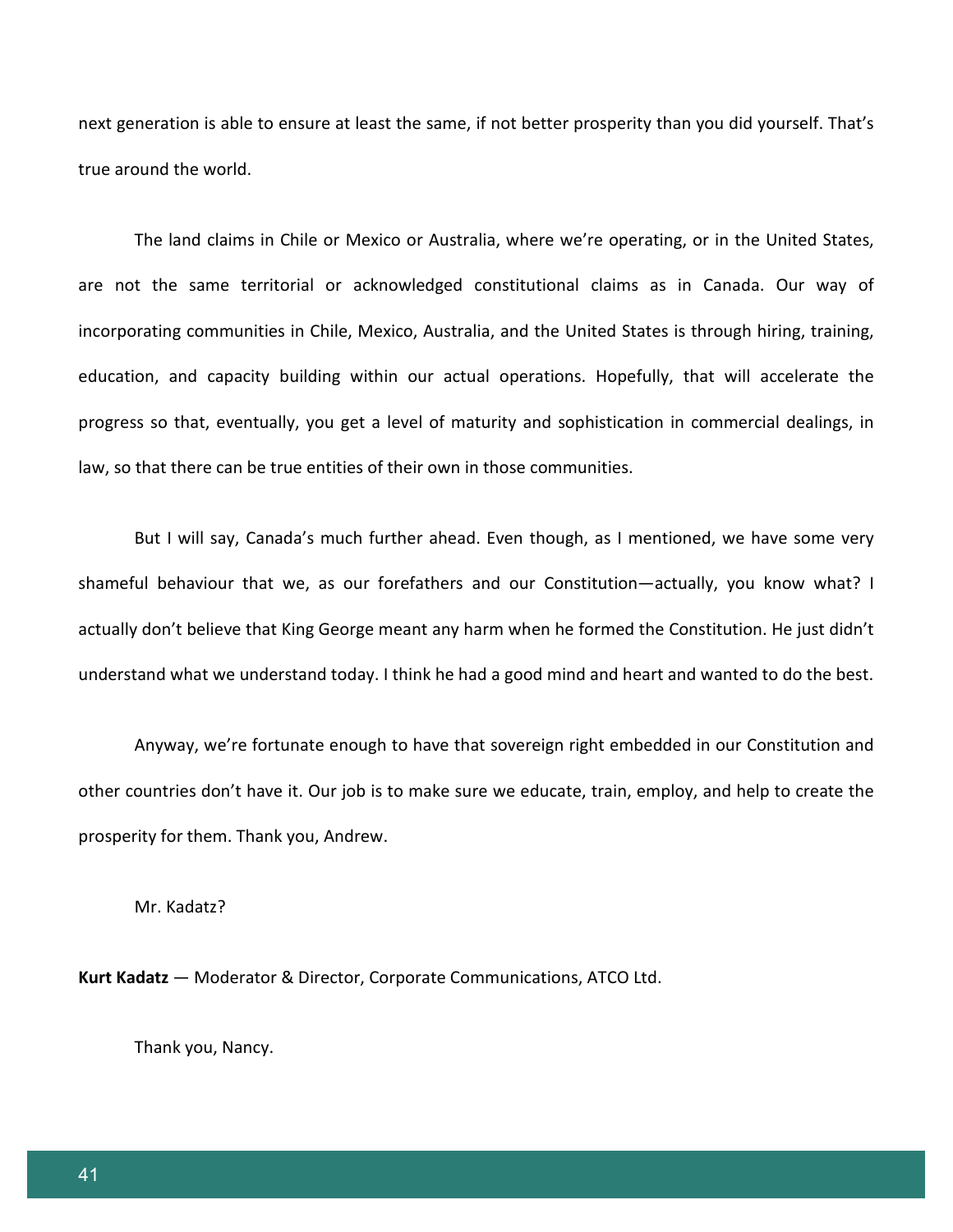next generation is able to ensure at least the same, if not better prosperity than you did yourself. That's true around the world.

The land claims in Chile or Mexico or Australia, where we're operating, or in the United States, are not the same territorial or acknowledged constitutional claims as in Canada. Our way of incorporating communities in Chile, Mexico, Australia, and the United States is through hiring, training, education, and capacity building within our actual operations. Hopefully, that will accelerate the progress so that, eventually, you get a level of maturity and sophistication in commercial dealings, in law, so that there can be true entities of their own in those communities.

But I will say, Canada's much further ahead. Even though, as I mentioned, we have some very shameful behaviour that we, as our forefathers and our Constitution—actually, you know what? I actually don't believe that King George meant any harm when he formed the Constitution. He just didn't understand what we understand today. I think he had a good mind and heart and wanted to do the best.

Anyway, we're fortunate enough to have that sovereign right embedded in our Constitution and other countries don't have it. Our job is to make sure we educate, train, employ, and help to create the prosperity for them. Thank you, Andrew.

Mr. Kadatz?

**Kurt Kadatz** — Moderator & Director, Corporate Communications, ATCO Ltd.

Thank you, Nancy.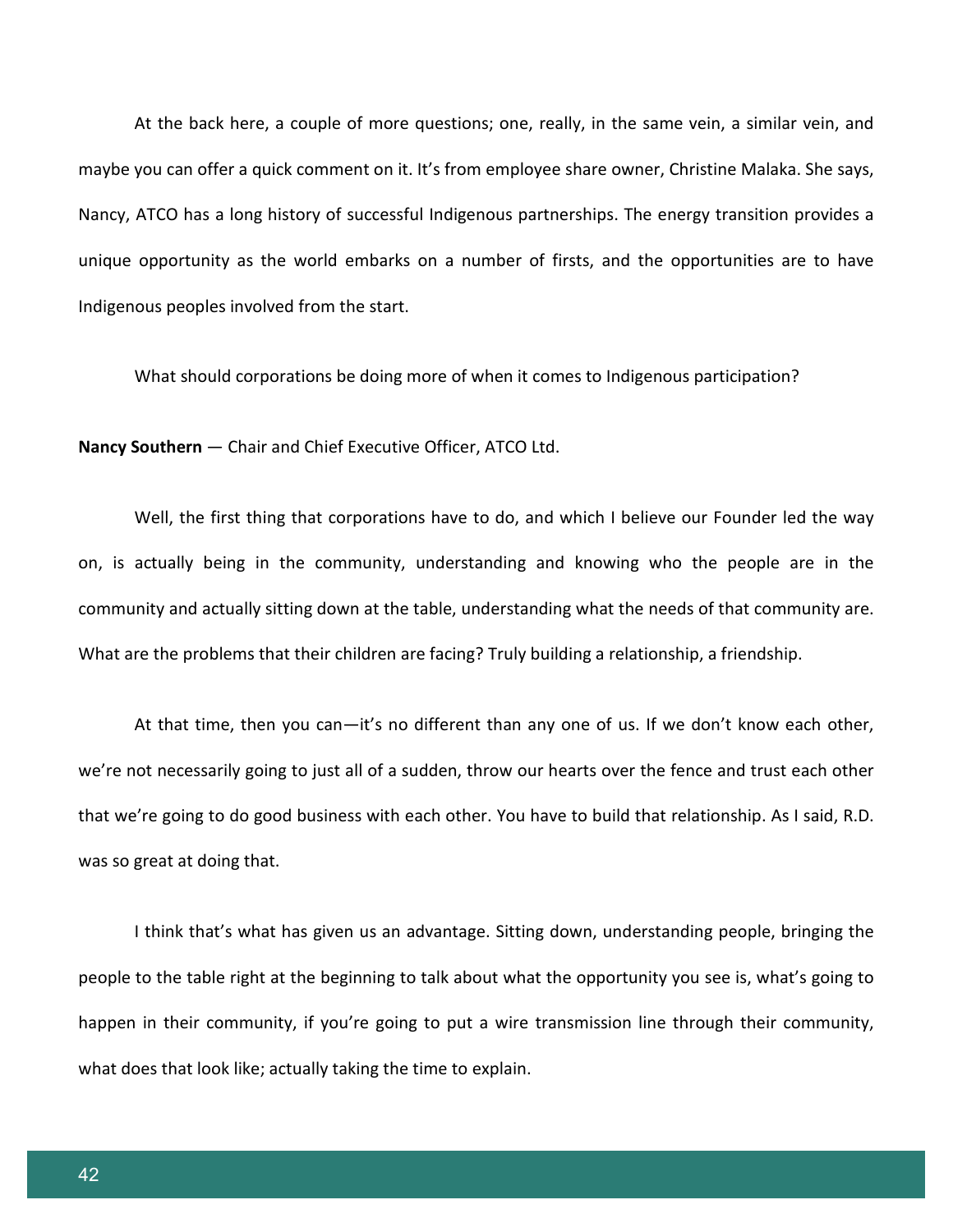At the back here, a couple of more questions; one, really, in the same vein, a similar vein, and maybe you can offer a quick comment on it. It's from employee share owner, Christine Malaka. She says, Nancy, ATCO has a long history of successful Indigenous partnerships. The energy transition provides a unique opportunity as the world embarks on a number of firsts, and the opportunities are to have Indigenous peoples involved from the start.

What should corporations be doing more of when it comes to Indigenous participation?

**Nancy Southern** — Chair and Chief Executive Officer, ATCO Ltd.

Well, the first thing that corporations have to do, and which I believe our Founder led the way on, is actually being in the community, understanding and knowing who the people are in the community and actually sitting down at the table, understanding what the needs of that community are. What are the problems that their children are facing? Truly building a relationship, a friendship.

At that time, then you can—it's no different than any one of us. If we don't know each other, we're not necessarily going to just all of a sudden, throw our hearts over the fence and trust each other that we're going to do good business with each other. You have to build that relationship. As I said, R.D. was so great at doing that.

I think that's what has given us an advantage. Sitting down, understanding people, bringing the people to the table right at the beginning to talk about what the opportunity you see is, what's going to happen in their community, if you're going to put a wire transmission line through their community, what does that look like; actually taking the time to explain.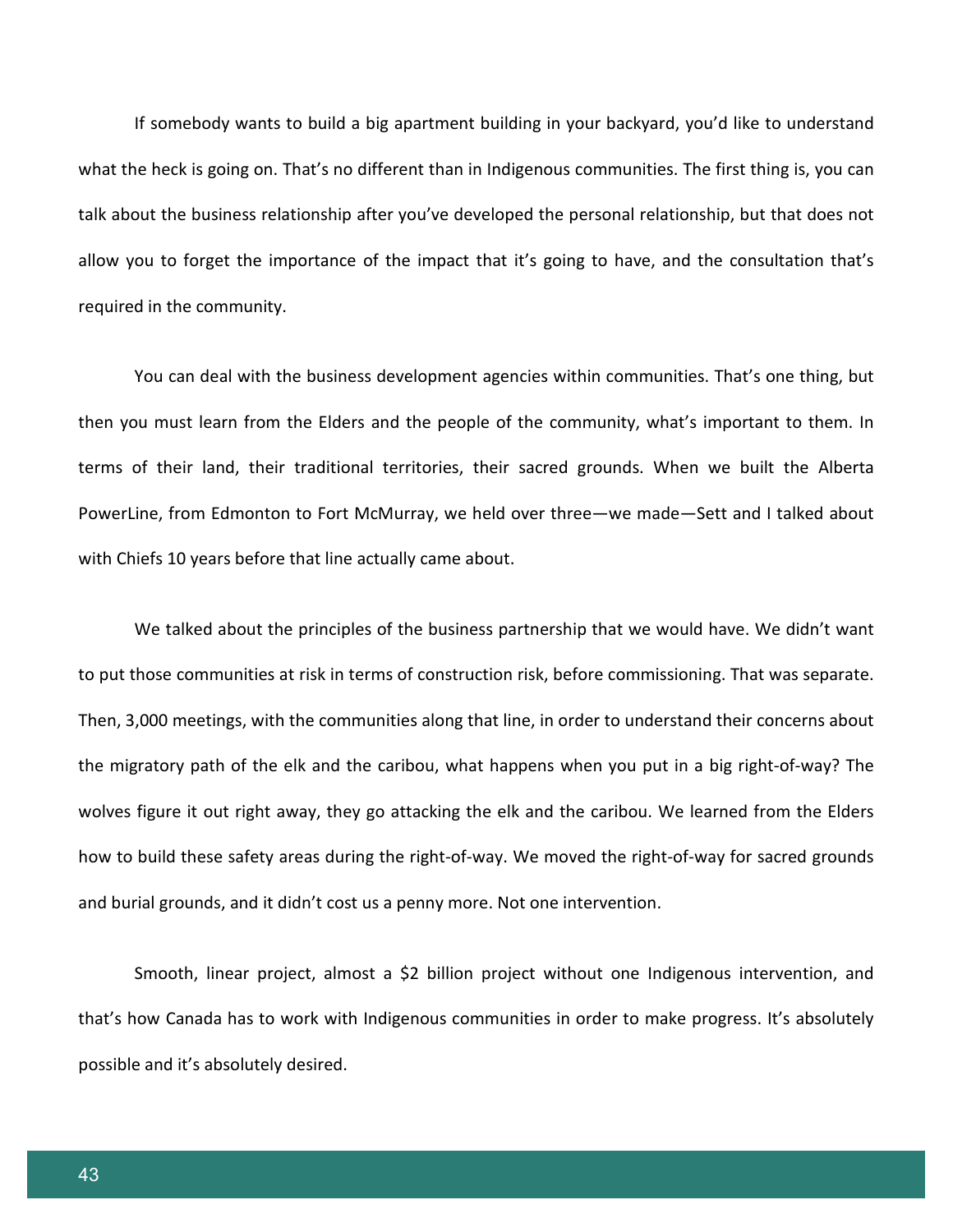If somebody wants to build a big apartment building in your backyard, you'd like to understand what the heck is going on. That's no different than in Indigenous communities. The first thing is, you can talk about the business relationship after you've developed the personal relationship, but that does not allow you to forget the importance of the impact that it's going to have, and the consultation that's required in the community.

You can deal with the business development agencies within communities. That's one thing, but then you must learn from the Elders and the people of the community, what's important to them. In terms of their land, their traditional territories, their sacred grounds. When we built the Alberta PowerLine, from Edmonton to Fort McMurray, we held over three—we made—Sett and I talked about with Chiefs 10 years before that line actually came about.

We talked about the principles of the business partnership that we would have. We didn't want to put those communities at risk in terms of construction risk, before commissioning. That was separate. Then, 3,000 meetings, with the communities along that line, in order to understand their concerns about the migratory path of the elk and the caribou, what happens when you put in a big right-of-way? The wolves figure it out right away, they go attacking the elk and the caribou. We learned from the Elders how to build these safety areas during the right-of-way. We moved the right-of-way for sacred grounds and burial grounds, and it didn't cost us a penny more. Not one intervention.

Smooth, linear project, almost a $2 billion project without one Indigenous intervention, and that's how Canada has to work with Indigenous communities in order to make progress. It's absolutely possible and it's absolutely desired.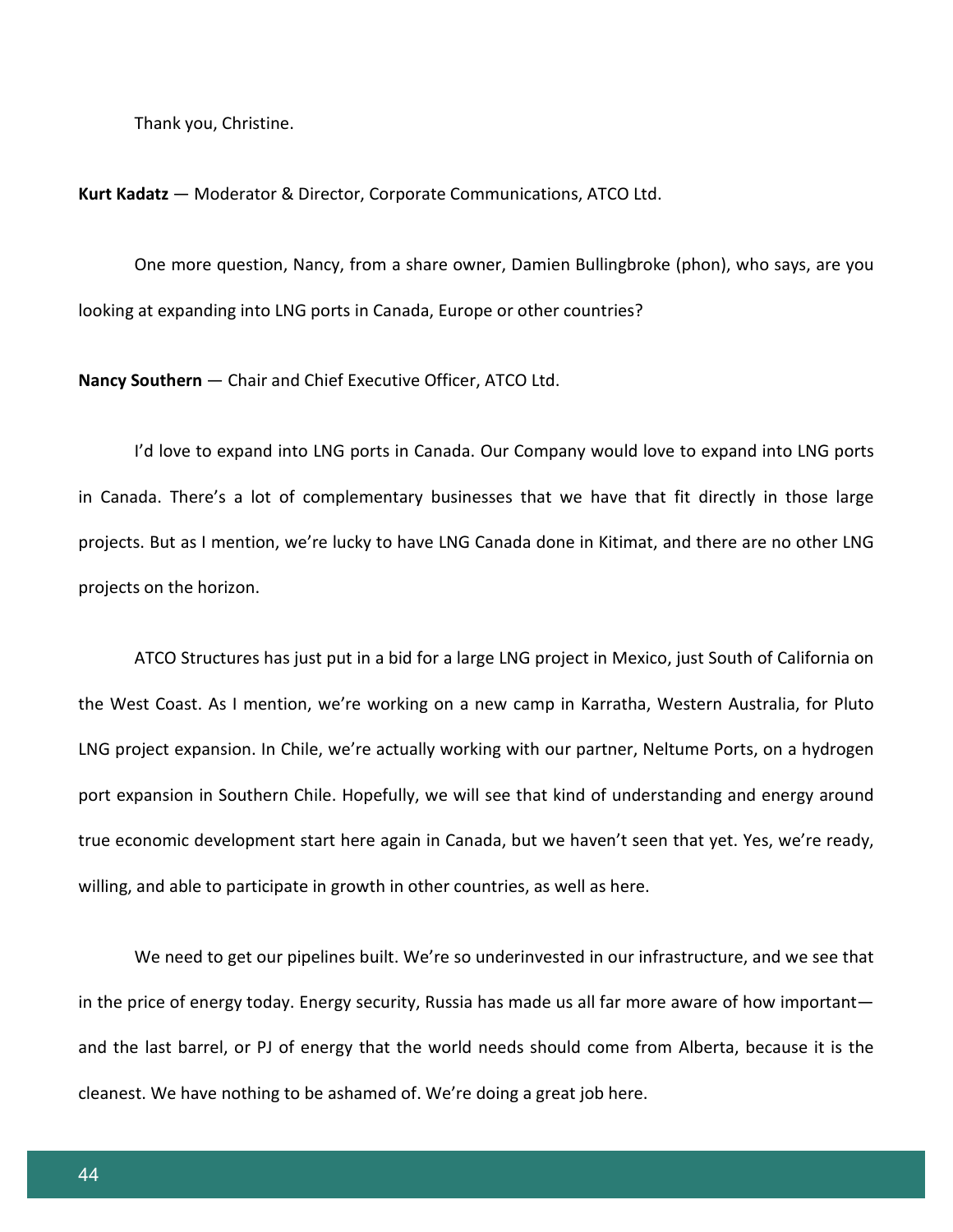Thank you, Christine.

**Kurt Kadatz** — Moderator & Director, Corporate Communications, ATCO Ltd.

One more question, Nancy, from a share owner, Damien Bullingbroke (phon), who says, are you looking at expanding into LNG ports in Canada, Europe or other countries?

**Nancy Southern** — Chair and Chief Executive Officer, ATCO Ltd.

I'd love to expand into LNG ports in Canada. Our Company would love to expand into LNG ports in Canada. There's a lot of complementary businesses that we have that fit directly in those large projects. But as I mention, we're lucky to have LNG Canada done in Kitimat, and there are no other LNG projects on the horizon.

ATCO Structures has just put in a bid for a large LNG project in Mexico, just South of California on the West Coast. As I mention, we're working on a new camp in Karratha, Western Australia, for Pluto LNG project expansion. In Chile, we're actually working with our partner, Neltume Ports, on a hydrogen port expansion in Southern Chile. Hopefully, we will see that kind of understanding and energy around true economic development start here again in Canada, but we haven't seen that yet. Yes, we're ready, willing, and able to participate in growth in other countries, as well as here.

We need to get our pipelines built. We're so underinvested in our infrastructure, and we see that in the price of energy today. Energy security, Russia has made us all far more aware of how important—and the last barrel, or PJ of energy that the world needs should come from Alberta, because it is the cleanest. We have nothing to be ashamed of. We're doing a great job here.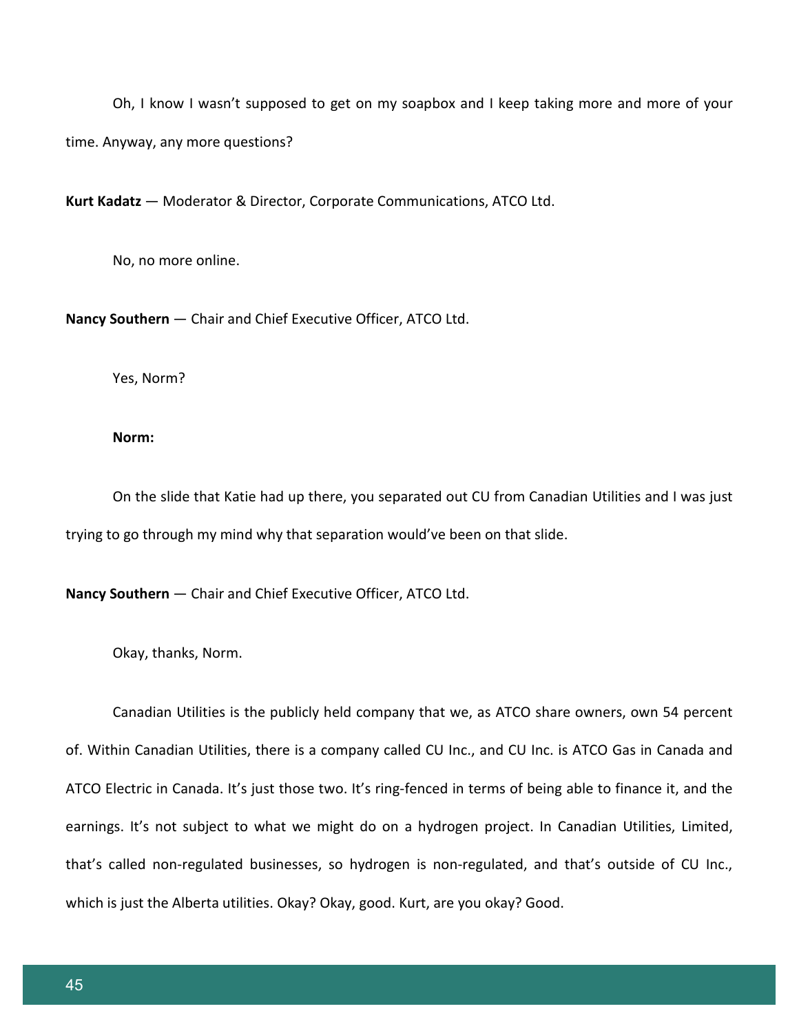Oh, I know I wasn't supposed to get on my soapbox and I keep taking more and more of your time. Anyway, any more questions?

**Kurt Kadatz** — Moderator & Director, Corporate Communications, ATCO Ltd.

No, no more online.

**Nancy Southern** — Chair and Chief Executive Officer, ATCO Ltd.

Yes, Norm?

**Norm:**

On the slide that Katie had up there, you separated out CU from Canadian Utilities and I was just trying to go through my mind why that separation would've been on that slide.

**Nancy Southern** — Chair and Chief Executive Officer, ATCO Ltd.

Okay, thanks, Norm.

Canadian Utilities is the publicly held company that we, as ATCO share owners, own 54 percent of. Within Canadian Utilities, there is a company called CU Inc., and CU Inc. is ATCO Gas in Canada and ATCO Electric in Canada. It's just those two. It's ring-fenced in terms of being able to finance it, and the earnings. It's not subject to what we might do on a hydrogen project. In Canadian Utilities, Limited, that's called non-regulated businesses, so hydrogen is non-regulated, and that's outside of CU Inc., which is just the Alberta utilities. Okay? Okay, good. Kurt, are you okay? Good.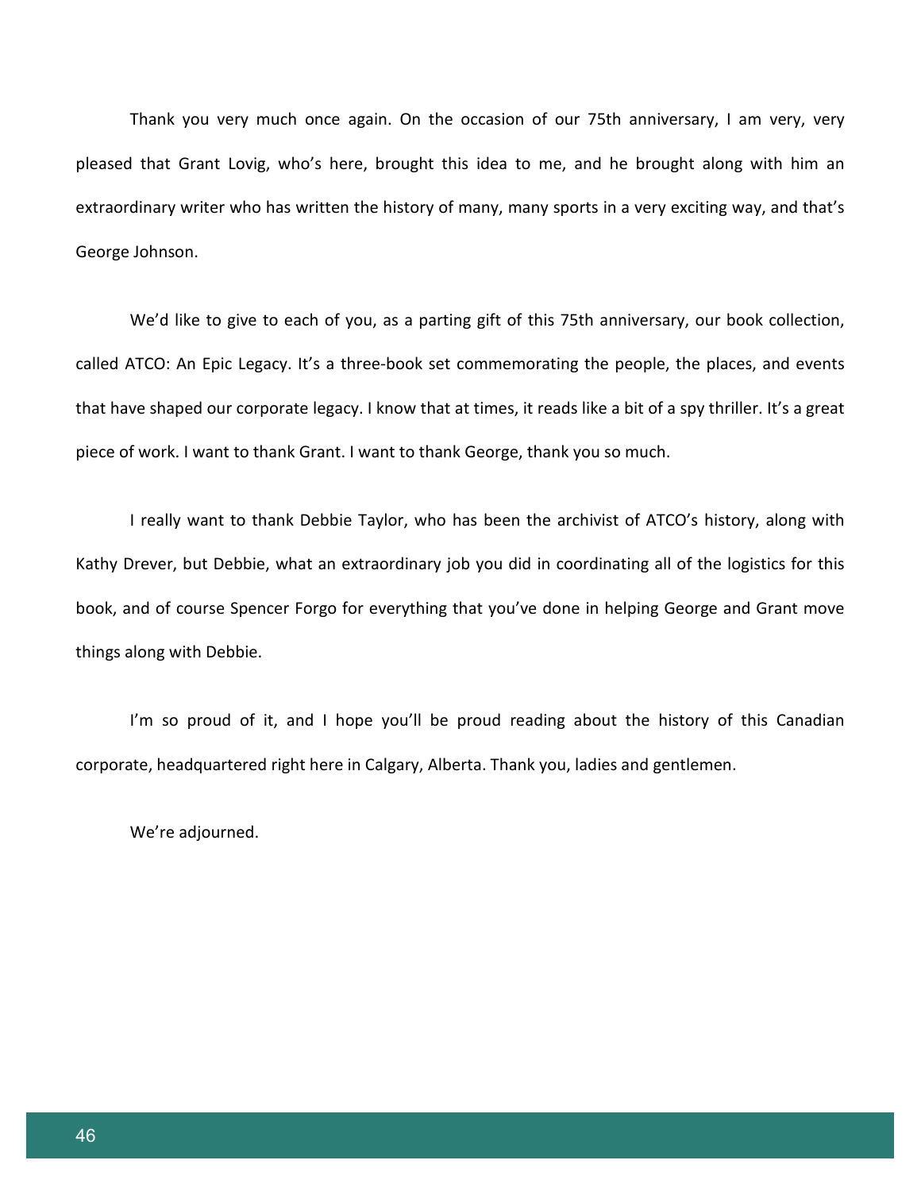Thank you very much once again. On the occasion of our 75th anniversary, I am very, very pleased that Grant Lovig, who's here, brought this idea to me, and he brought along with him an extraordinary writer who has written the history of many, many sports in a very exciting way, and that's George Johnson.

We'd like to give to each of you, as a parting gift of this 75th anniversary, our book collection, called ATCO: An Epic Legacy. It's a three-book set commemorating the people, the places, and events that have shaped our corporate legacy. I know that at times, it reads like a bit of a spy thriller. It's a great piece of work. I want to thank Grant. I want to thank George, thank you so much.

I really want to thank Debbie Taylor, who has been the archivist of ATCO's history, along with Kathy Drever, but Debbie, what an extraordinary job you did in coordinating all of the logistics for this book, and of course Spencer Forgo for everything that you've done in helping George and Grant move things along with Debbie.

I'm so proud of it, and I hope you'll be proud reading about the history of this Canadian corporate, headquartered right here in Calgary, Alberta. Thank you, ladies and gentlemen.

We're adjourned.